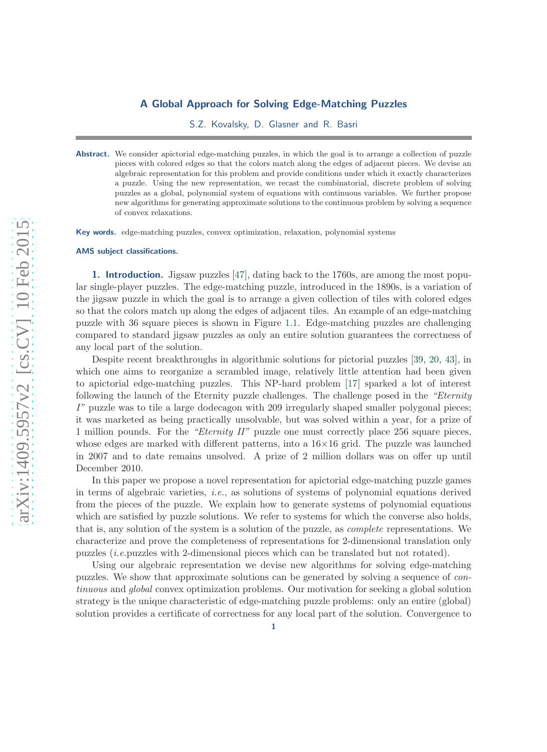# A Global Approach for Solving Edge-Matching Puzzles

S.Z. Kovalsky, D. Glasner and R. Basri

**Abstract.** We consider apictorial edge-matching puzzles, in which the goal is to arrange a collection of puzzle pieces with colored edges so that the colors match along the edges of adjacent pieces. We devise an algebraic representation for this problem and provide conditions under which it exactly characterizes a puzzle. Using the new representation, we recast the combinatorial, discrete problem of solving puzzles as a global, polynomial system of equations with continuous variables. We further propose new algorithms for generating approximate solutions to the continuous problem by solving a sequence of convex relaxations.

**Key words.** edge-matching puzzles, convex optimization, relaxation, polynomial systems

**AMS subject classifications.**

## 1. Introduction.

Jigsaw puzzles [47], dating back to the 1760s, are among the most popular single-player puzzles. The edge-matching puzzle, introduced in the 1890s, is a variation of the jigsaw puzzle in which the goal is to arrange a given collection of tiles with colored edges so that the colors match up along the edges of adjacent tiles. An example of an edge-matching puzzle with 36 square pieces is shown in Figure 1.1. Edge-matching puzzles are challenging compared to standard jigsaw puzzles as only an entire solution guarantees the correctness of any local part of the solution.

Despite recent breakthroughs in algorithmic solutions for pictorial puzzles [39, 20, 43], in which one aims to reorganize a scrambled image, relatively little attention had been given to apictorial edge-matching puzzles. This NP-hard problem [17] sparked a lot of interest following the launch of the Eternity puzzle challenges. The challenge posed in the *"Eternity I"* puzzle was to tile a large dodecagon with 209 irregularly shaped smaller polygonal pieces; it was marketed as being practically unsolvable, but was solved within a year, for a prize of 1 million pounds. For the *"Eternity II"* puzzle one must correctly place 256 square pieces, whose edges are marked with different patterns, into a 16×16 grid. The puzzle was launched in 2007 and to date remains unsolved. A prize of 2 million dollars was on offer up until December 2010.

In this paper we propose a novel representation for apictorial edge-matching puzzle games in terms of algebraic varieties, *i.e.*, as solutions of systems of polynomial equations derived from the pieces of the puzzle. We explain how to generate systems of polynomial equations which are satisfied by puzzle solutions. We refer to systems for which the converse also holds, that is, any solution of the system is a solution of the puzzle, as *complete* representations. We characterize and prove the completeness of representations for 2-dimensional translation only puzzles (*i.e.*puzzles with 2-dimensional pieces which can be translated but not rotated).

Using our algebraic representation we devise new algorithms for solving edge-matching puzzles. We show that approximate solutions can be generated by solving a sequence of *continuous* and *global* convex optimization problems. Our motivation for seeking a global solution strategy is the unique characteristic of edge-matching puzzle problems: only an entire (global) solution provides a certificate of correctness for any local part of the solution. Convergence to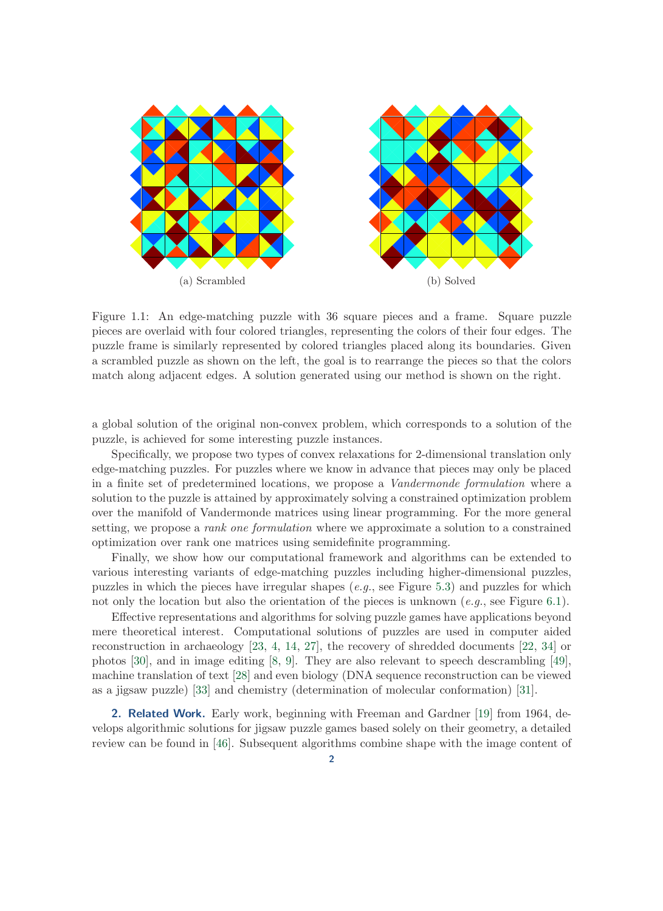(a) Scrambled

(b) Solved

Figure 1.1: An edge-matching puzzle with 36 square pieces and a frame. Square puzzle pieces are overlaid with four colored triangles, representing the colors of their four edges. The puzzle frame is similarly represented by colored triangles placed along its boundaries. Given a scrambled puzzle as shown on the left, the goal is to rearrange the pieces so that the colors match along adjacent edges. A solution generated using our method is shown on the right.

a global solution of the original non-convex problem, which corresponds to a solution of the puzzle, is achieved for some interesting puzzle instances.

Specifically, we propose two types of convex relaxations for 2-dimensional translation only edge-matching puzzles. For puzzles where we know in advance that pieces may only be placed in a finite set of predetermined locations, we propose a *Vandermonde formulation* where a solution to the puzzle is attained by approximately solving a constrained optimization problem over the manifold of Vandermonde matrices using linear programming. For the more general setting, we propose a *rank one formulation* where we approximate a solution to a constrained optimization over rank one matrices using semidefinite programming.

Finally, we show how our computational framework and algorithms can be extended to various interesting variants of edge-matching puzzles including higher-dimensional puzzles, puzzles in which the pieces have irregular shapes (*e.g.*, see Figure 5.3) and puzzles for which not only the location but also the orientation of the pieces is unknown (*e.g.*, see Figure 6.1).

Effective representations and algorithms for solving puzzle games have applications beyond mere theoretical interest. Computational solutions of puzzles are used in computer aided reconstruction in archaeology [23, 4, 14, 27], the recovery of shredded documents [22, 34] or photos [30], and in image editing [8, 9]. They are also relevant to speech descrambling [49], machine translation of text [28] and even biology (DNA sequence reconstruction can be viewed as a jigsaw puzzle) [33] and chemistry (determination of molecular conformation) [31].

## 2. Related Work.

Early work, beginning with Freeman and Gardner [19] from 1964, develops algorithmic solutions for jigsaw puzzle games based solely on their geometry, a detailed review can be found in [46]. Subsequent algorithms combine shape with the image content of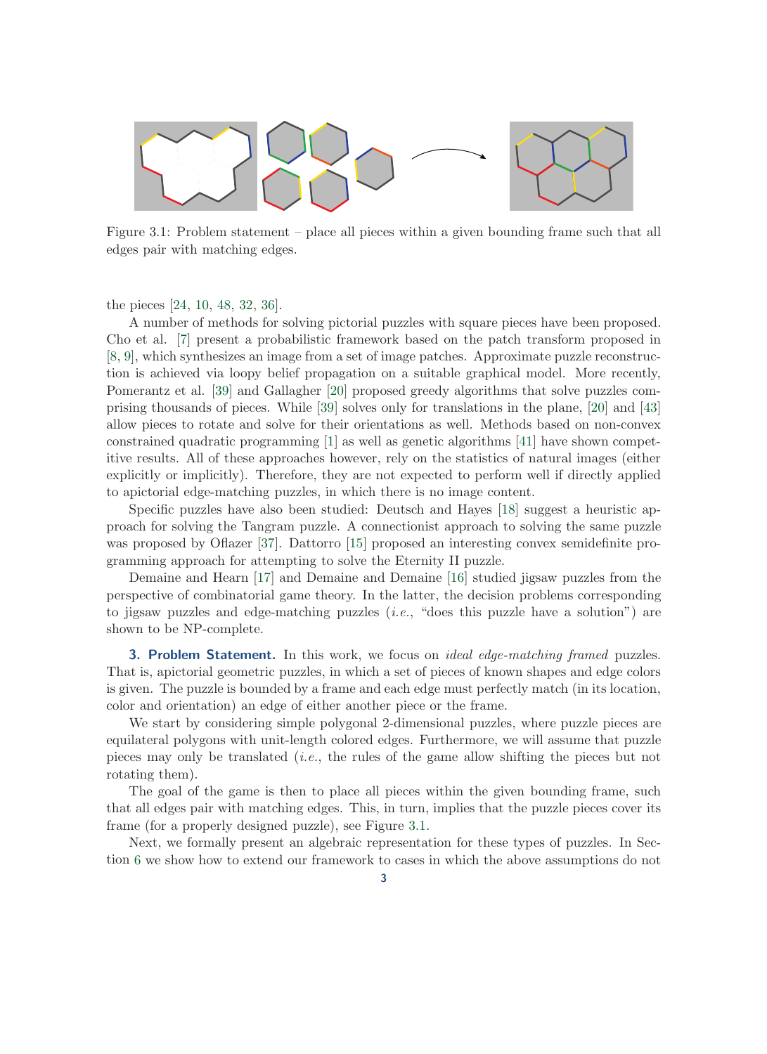Figure 3.1: Problem statement – place all pieces within a given bounding frame such that all edges pair with matching edges.

the pieces [24, 10, 48, 32, 36].

A number of methods for solving pictorial puzzles with square pieces have been proposed. Cho et al. [7] present a probabilistic framework based on the patch transform proposed in [8, 9], which synthesizes an image from a set of image patches. Approximate puzzle reconstruction is achieved via loopy belief propagation on a suitable graphical model. More recently, Pomerantz et al. [39] and Gallagher [20] proposed greedy algorithms that solve puzzles comprising thousands of pieces. While [39] solves only for translations in the plane, [20] and [43] allow pieces to rotate and solve for their orientations as well. Methods based on non-convex constrained quadratic programming [1] as well as genetic algorithms [41] have shown competitive results. All of these approaches however, rely on the statistics of natural images (either explicitly or implicitly). Therefore, they are not expected to perform well if directly applied to apictorial edge-matching puzzles, in which there is no image content.

Specific puzzles have also been studied: Deutsch and Hayes [18] suggest a heuristic approach for solving the Tangram puzzle. A connectionist approach to solving the same puzzle was proposed by Oflazer [37]. Dattorro [15] proposed an interesting convex semidefinite programming approach for attempting to solve the Eternity II puzzle.

Demaine and Hearn [17] and Demaine and Demaine [16] studied jigsaw puzzles from the perspective of combinatorial game theory. In the latter, the decision problems corresponding to jigsaw puzzles and edge-matching puzzles (*i.e.*, "does this puzzle have a solution") are shown to be NP-complete.

## 3. Problem Statement.

In this work, we focus on *ideal edge-matching framed* puzzles. That is, apictorial geometric puzzles, in which a set of pieces of known shapes and edge colors is given. The puzzle is bounded by a frame and each edge must perfectly match (in its location, color and orientation) an edge of either another piece or the frame.

We start by considering simple polygonal 2-dimensional puzzles, where puzzle pieces are equilateral polygons with unit-length colored edges. Furthermore, we will assume that puzzle pieces may only be translated (*i.e.*, the rules of the game allow shifting the pieces but not rotating them).

The goal of the game is then to place all pieces within the given bounding frame, such that all edges pair with matching edges. This, in turn, implies that the puzzle pieces cover its frame (for a properly designed puzzle), see Figure 3.1.

Next, we formally present an algebraic representation for these types of puzzles. In Section 6 we show how to extend our framework to cases in which the above assumptions do not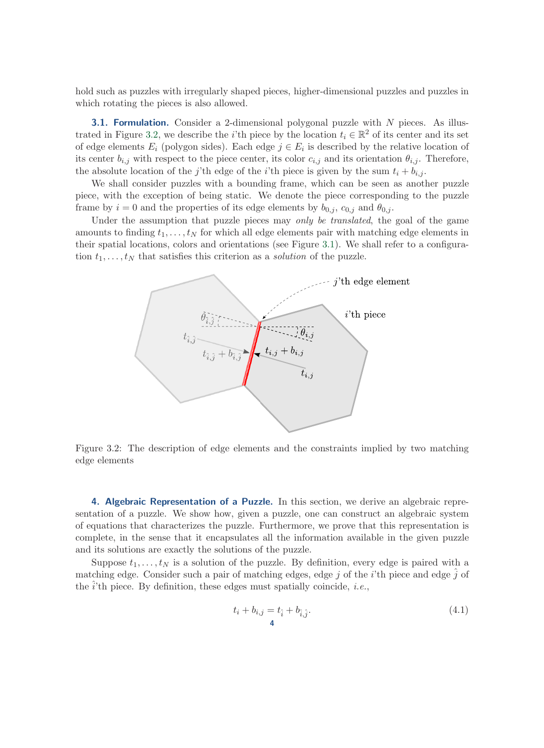hold such as puzzles with irregularly shaped pieces, higher-dimensional puzzles and puzzles in which rotating the pieces is also allowed.

**3.1. Formulation.** Consider a 2-dimensional polygonal puzzle with $N$ pieces. As illustrated in Figure 3.2, we describe the $i$'th piece by the location $t_i \in \mathbb{R}^2$ of its center and its set of edge elements $E_i$ (polygon sides). Each edge $j \in E_i$ is described by the relative location of its center $b_{i,j}$ with respect to the piece center, its color $c_{i,j}$ and its orientation $\theta_{i,j}$. Therefore, the absolute location of the $j$'th edge of the $i$'th piece is given by the sum $t_i + b_{i,j}$.

We shall consider puzzles with a bounding frame, which can be seen as another puzzle piece, with the exception of being static. We denote the piece corresponding to the puzzle frame by $i = 0$ and the properties of its edge elements by $b_{0,j}$, $c_{0,j}$ and $\theta_{0,j}$.

Under the assumption that puzzle pieces may *only be translated*, the goal of the game amounts to finding $t_1, \ldots, t_N$ for which all edge elements pair with matching edge elements in their spatial locations, colors and orientations (see Figure 3.1). We shall refer to a configuration $t_1, \ldots, t_N$ that satisfies this criterion as a *solution* of the puzzle.

Figure 3.2: The description of edge elements and the constraints implied by two matching edge elements

**4. Algebraic Representation of a Puzzle.** In this section, we derive an algebraic representation of a puzzle. We show how, given a puzzle, one can construct an algebraic system of equations that characterizes the puzzle. Furthermore, we prove that this representation is complete, in the sense that it encapsulates all the information available in the given puzzle and its solutions are exactly the solutions of the puzzle.

Suppose $t_1, \ldots, t_N$ is a solution of the puzzle. By definition, every edge is paired with a matching edge. Consider such a pair of matching edges, edge $j$ of the $i$'th piece and edge $\hat{j}$ of the $\hat{i}$'th piece. By definition, these edges must spatially coincide, *i.e.*,

$$t_i + b_{i,j} = t_{\hat{i}} + b_{\hat{i},\hat{j}}. \tag{4.1}$$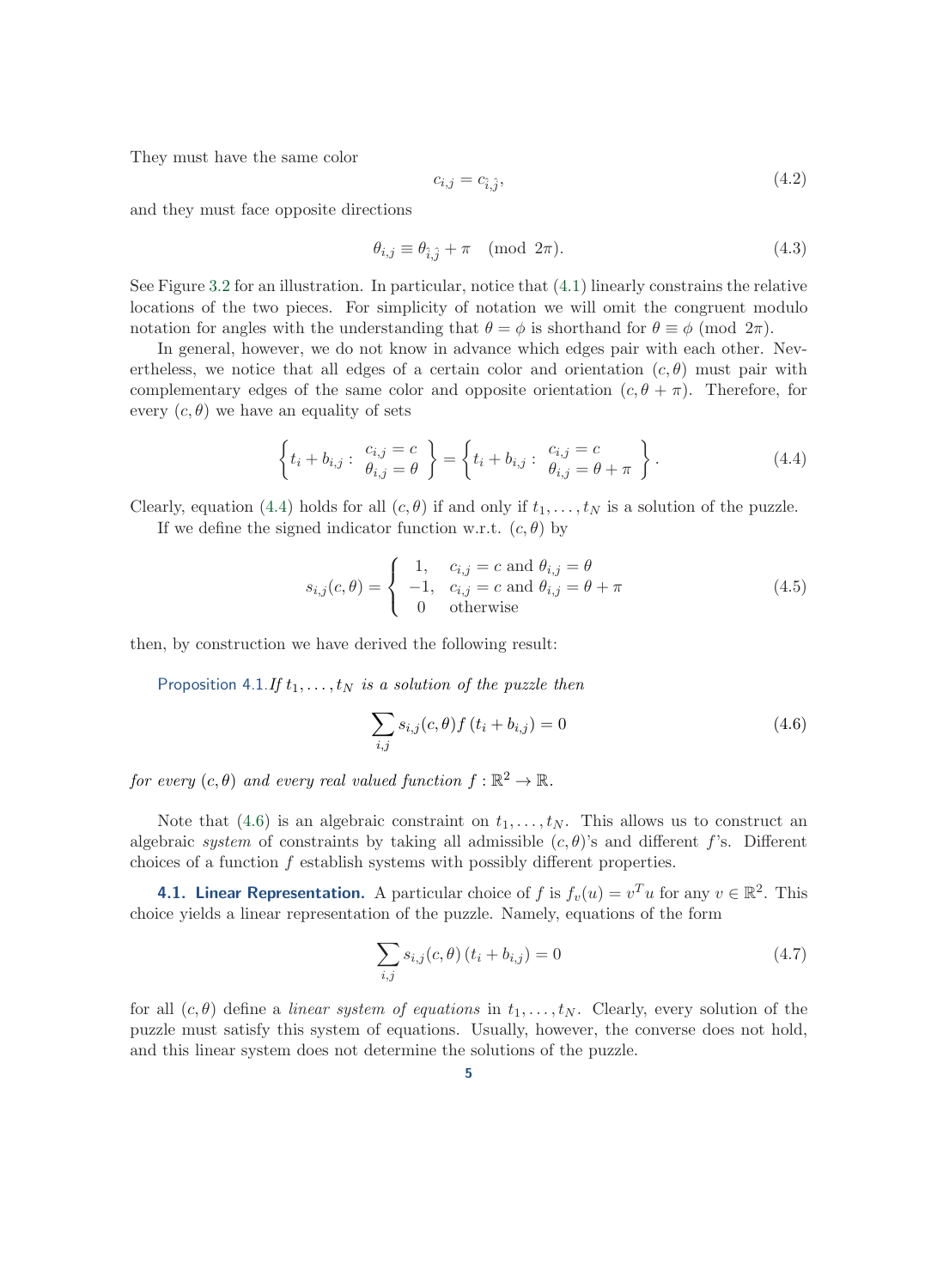They must have the same color

$$c_{i,j} = c_{\hat{i},\hat{j}}, \tag{4.2}$$

and they must face opposite directions

$$\theta_{i,j} \equiv \theta_{\hat{i},\hat{j}} + \pi \pmod{2\pi}. \tag{4.3}$$

See Figure 3.2 for an illustration. In particular, notice that (4.1) linearly constrains the relative locations of the two pieces. For simplicity of notation we will omit the congruent modulo notation for angles with the understanding that $\theta = \phi$ is shorthand for $\theta \equiv \phi \pmod{2\pi}$.

In general, however, we do not know in advance which edges pair with each other. Nevertheless, we notice that all edges of a certain color and orientation $(c, \theta)$ must pair with complementary edges of the same color and opposite orientation $(c, \theta + \pi)$. Therefore, for every $(c, \theta)$ we have an equality of sets

$$\left\{ t_i + b_{i,j} : \begin{array}{l} c_{i,j} = c \\ \theta_{i,j} = \theta \end{array} \right\} = \left\{ t_i + b_{i,j} : \begin{array}{l} c_{i,j} = c \\ \theta_{i,j} = \theta + \pi \end{array} \right\}. \tag{4.4}$$

Clearly, equation (4.4) holds for all $(c, \theta)$ if and only if $t_1, \ldots, t_N$ is a solution of the puzzle.

If we define the signed indicator function w.r.t. $(c, \theta)$ by

$$s_{i,j}(c, \theta) = \left\{ \begin{array}{ll} 1, & c_{i,j} = c \text{ and } \theta_{i,j} = \theta \\ -1, & c_{i,j} = c \text{ and } \theta_{i,j} = \theta + \pi \\ 0 & \text{otherwise} \end{array} \right. \tag{4.5}$$

then, by construction we have derived the following result:

**Proposition 4.1.** *If $t_1, \ldots, t_N$ is a solution of the puzzle then*

$$\sum_{i,j} s_{i,j}(c, \theta) f\left(t_i + b_{i,j}\right) = 0 \tag{4.6}$$

*for every $(c, \theta)$ and every real valued function $f : \mathbb{R}^2 \to \mathbb{R}$.*

Note that (4.6) is an algebraic constraint on $t_1, \ldots, t_N$. This allows us to construct an algebraic *system* of constraints by taking all admissible $(c, \theta)$'s and different $f$'s. Different choices of a function $f$ establish systems with possibly different properties.

**4.1. Linear Representation.** A particular choice of $f$ is $f_v(u) = v^T u$ for any $v \in \mathbb{R}^2$. This choice yields a linear representation of the puzzle. Namely, equations of the form

$$\sum_{i,j} s_{i,j}(c, \theta) \left(t_i + b_{i,j}\right) = 0 \tag{4.7}$$

for all $(c, \theta)$ define a *linear system of equations* in $t_1, \ldots, t_N$. Clearly, every solution of the puzzle must satisfy this system of equations. Usually, however, the converse does not hold, and this linear system does not determine the solutions of the puzzle.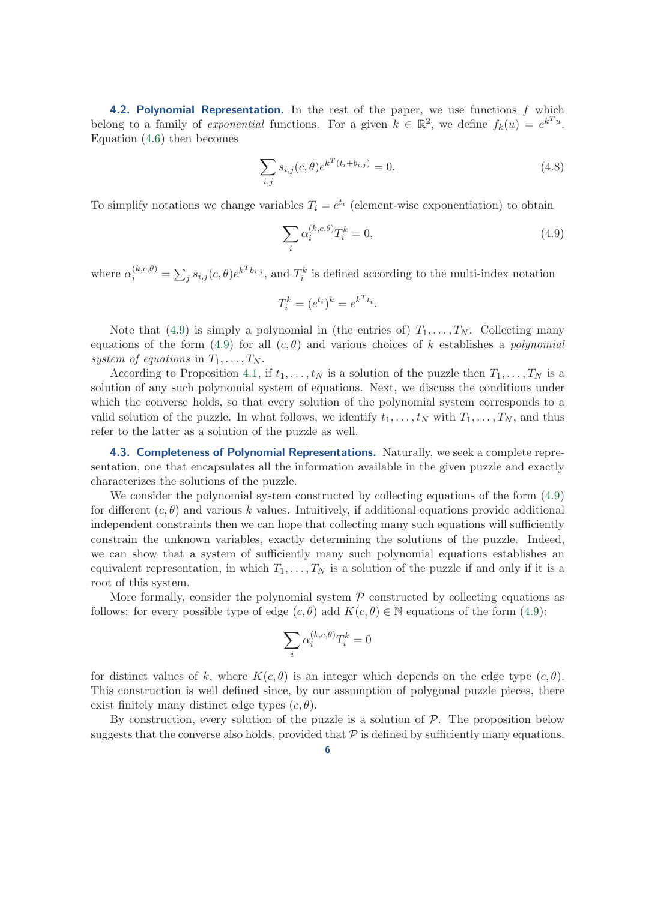### 4.2. Polynomial Representation.

In the rest of the paper, we use functions $f$ which belong to a family of *exponential* functions. For a given $k \in \mathbb{R}^2$, we define $f_k(u) = e^{k^T u}$. Equation (4.6) then becomes

$$\sum_{i,j} s_{i,j}(c,\theta) e^{k^T(t_i + b_{i,j})} = 0. \tag{4.8}$$

To simplify notations we change variables $T_i = e^{t_i}$ (element-wise exponentiation) to obtain

$$\sum_i \alpha_i^{(k,c,\theta)} T_i^k = 0, \tag{4.9}$$

where $\alpha_i^{(k,c,\theta)} = \sum_j s_{i,j}(c,\theta) e^{k^T b_{i,j}}$, and $T_i^k$ is defined according to the multi-index notation

$$T_i^k = (e^{t_i})^k = e^{k^T t_i}.$$

Note that (4.9) is simply a polynomial in (the entries of) $T_1, \ldots, T_N$. Collecting many equations of the form (4.9) for all $(c,\theta)$ and various choices of $k$ establishes a *polynomial system of equations* in $T_1, \ldots, T_N$.

According to Proposition 4.1, if $t_1, \ldots, t_N$ is a solution of the puzzle then $T_1, \ldots, T_N$ is a solution of any such polynomial system of equations. Next, we discuss the conditions under which the converse holds, so that every solution of the polynomial system corresponds to a valid solution of the puzzle. In what follows, we identify $t_1, \ldots, t_N$ with $T_1, \ldots, T_N$, and thus refer to the latter as a solution of the puzzle as well.

### 4.3. Completeness of Polynomial Representations.

Naturally, we seek a complete representation, one that encapsulates all the information available in the given puzzle and exactly characterizes the solutions of the puzzle.

We consider the polynomial system constructed by collecting equations of the form (4.9) for different $(c,\theta)$ and various $k$ values. Intuitively, if additional equations provide additional independent constraints then we can hope that collecting many such equations will sufficiently constrain the unknown variables, exactly determining the solutions of the puzzle. Indeed, we can show that a system of sufficiently many such polynomial equations establishes an equivalent representation, in which $T_1, \ldots, T_N$ is a solution of the puzzle if and only if it is a root of this system.

More formally, consider the polynomial system $\mathcal{P}$ constructed by collecting equations as follows: for every possible type of edge $(c,\theta)$ add $K(c,\theta) \in \mathbb{N}$ equations of the form (4.9):

$$\sum_i \alpha_i^{(k,c,\theta)} T_i^k = 0$$

for distinct values of $k$, where $K(c,\theta)$ is an integer which depends on the edge type $(c,\theta)$. This construction is well defined since, by our assumption of polygonal puzzle pieces, there exist finitely many distinct edge types $(c,\theta)$.

By construction, every solution of the puzzle is a solution of $\mathcal{P}$. The proposition below suggests that the converse also holds, provided that $\mathcal{P}$ is defined by sufficiently many equations.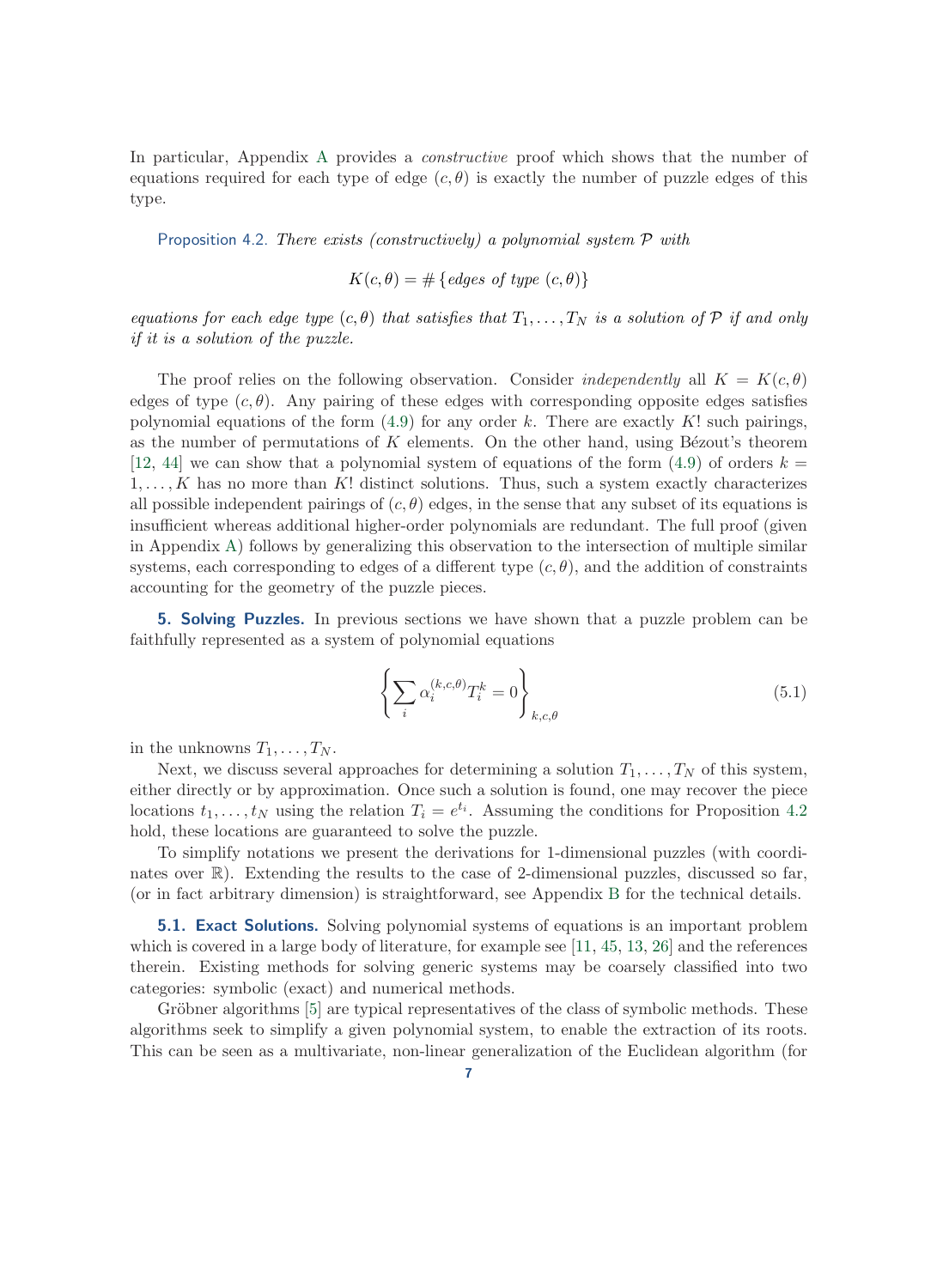In particular, Appendix A provides a *constructive* proof which shows that the number of equations required for each type of edge $(c, \theta)$ is exactly the number of puzzle edges of this type.

Proposition 4.2. *There exists (constructively) a polynomial system $\mathcal{P}$ with*

$$K(c, \theta) = \#\{\text{edges of type } (c, \theta)\}$$

*equations for each edge type $(c, \theta)$ that satisfies that $T_1, \ldots, T_N$ is a solution of $\mathcal{P}$ if and only if it is a solution of the puzzle.*

The proof relies on the following observation. Consider *independently* all $K = K(c, \theta)$ edges of type $(c, \theta)$. Any pairing of these edges with corresponding opposite edges satisfies polynomial equations of the form (4.9) for any order $k$. There are exactly $K!$ such pairings, as the number of permutations of $K$ elements. On the other hand, using Bézout's theorem [12, 44] we can show that a polynomial system of equations of the form (4.9) of orders $k = 1, \ldots, K$ has no more than $K!$ distinct solutions. Thus, such a system exactly characterizes all possible independent pairings of $(c, \theta)$ edges, in the sense that any subset of its equations is insufficient whereas additional higher-order polynomials are redundant. The full proof (given in Appendix A) follows by generalizing this observation to the intersection of multiple similar systems, each corresponding to edges of a different type $(c, \theta)$, and the addition of constraints accounting for the geometry of the puzzle pieces.

## 5. Solving Puzzles.

In previous sections we have shown that a puzzle problem can be faithfully represented as a system of polynomial equations

$$\left\{ \sum_i \alpha_i^{(k,c,\theta)} T_i^k = 0 \right\}_{k,c,\theta} \tag{5.1}$$

in the unknowns $T_1, \ldots, T_N$.

Next, we discuss several approaches for determining a solution $T_1, \ldots, T_N$ of this system, either directly or by approximation. Once such a solution is found, one may recover the piece locations $t_1, \ldots, t_N$ using the relation $T_i = e^{t_i}$. Assuming the conditions for Proposition 4.2 hold, these locations are guaranteed to solve the puzzle.

To simplify notations we present the derivations for 1-dimensional puzzles (with coordinates over $\mathbb{R}$). Extending the results to the case of 2-dimensional puzzles, discussed so far, (or in fact arbitrary dimension) is straightforward, see Appendix B for the technical details.

### 5.1. Exact Solutions.

Solving polynomial systems of equations is an important problem which is covered in a large body of literature, for example see [11, 45, 13, 26] and the references therein. Existing methods for solving generic systems may be coarsely classified into two categories: symbolic (exact) and numerical methods.

Gröbner algorithms [5] are typical representatives of the class of symbolic methods. These algorithms seek to simplify a given polynomial system, to enable the extraction of its roots. This can be seen as a multivariate, non-linear generalization of the Euclidean algorithm (for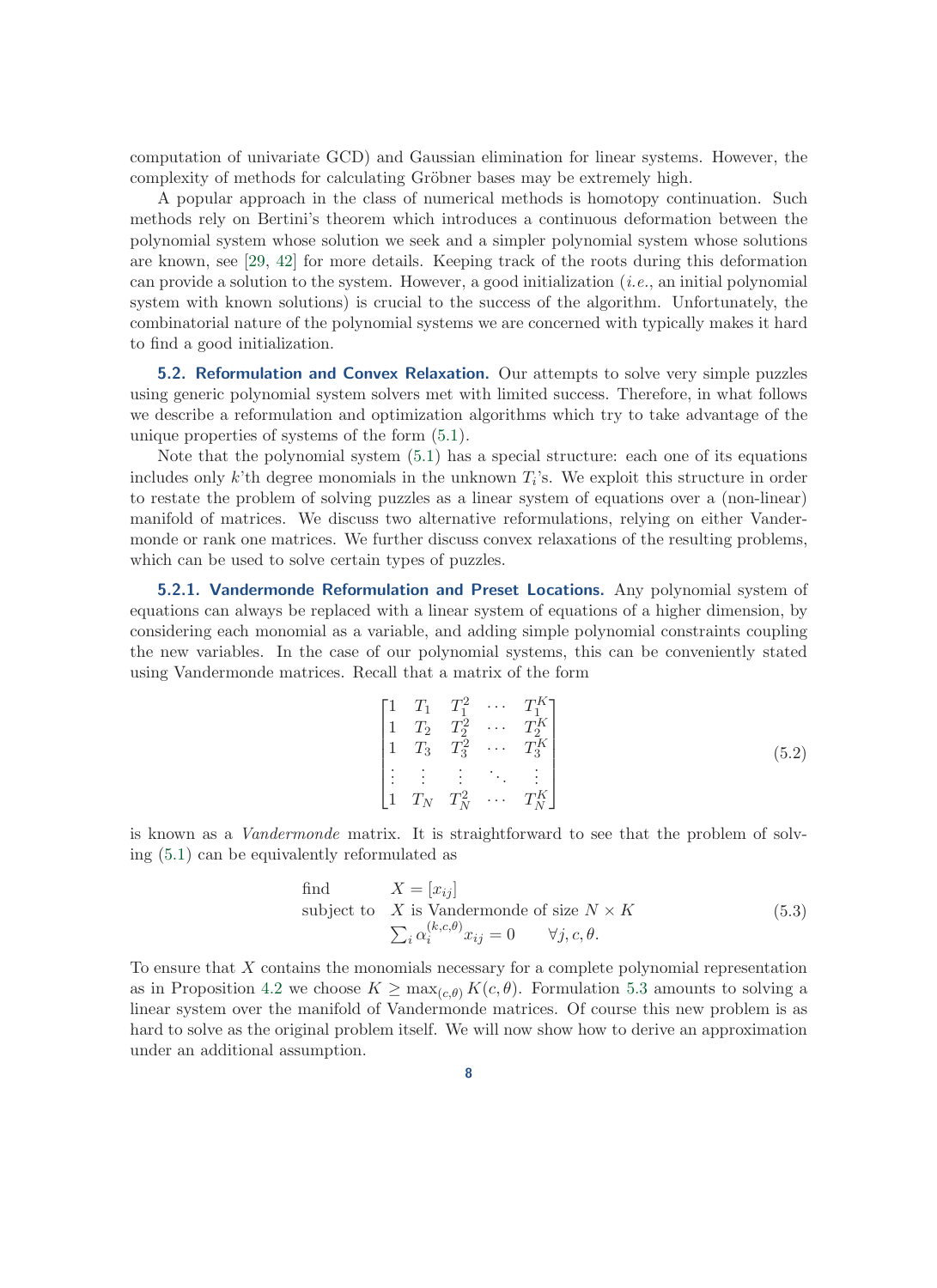computation of univariate GCD) and Gaussian elimination for linear systems. However, the complexity of methods for calculating Gröbner bases may be extremely high.

A popular approach in the class of numerical methods is homotopy continuation. Such methods rely on Bertini's theorem which introduces a continuous deformation between the polynomial system whose solution we seek and a simpler polynomial system whose solutions are known, see [29, 42] for more details. Keeping track of the roots during this deformation can provide a solution to the system. However, a good initialization (*i.e.*, an initial polynomial system with known solutions) is crucial to the success of the algorithm. Unfortunately, the combinatorial nature of the polynomial systems we are concerned with typically makes it hard to find a good initialization.

### 5.2. Reformulation and Convex Relaxation.

Our attempts to solve very simple puzzles using generic polynomial system solvers met with limited success. Therefore, in what follows we describe a reformulation and optimization algorithms which try to take advantage of the unique properties of systems of the form (5.1).

Note that the polynomial system (5.1) has a special structure: each one of its equations includes only $k$'th degree monomials in the unknown $T_i$'s. We exploit this structure in order to restate the problem of solving puzzles as a linear system of equations over a (non-linear) manifold of matrices. We discuss two alternative reformulations, relying on either Vandermonde or rank one matrices. We further discuss convex relaxations of the resulting problems, which can be used to solve certain types of puzzles.

#### 5.2.1. Vandermonde Reformulation and Preset Locations.

Any polynomial system of equations can always be replaced with a linear system of equations of a higher dimension, by considering each monomial as a variable, and adding simple polynomial constraints coupling the new variables. In the case of our polynomial systems, this can be conveniently stated using Vandermonde matrices. Recall that a matrix of the form

$$
\begin{bmatrix}
1 & T_1 & T_1^2 & \cdots & T_1^K \\
1 & T_2 & T_2^2 & \cdots & T_2^K \\
1 & T_3 & T_3^2 & \cdots & T_3^K \\
\vdots & \vdots & \vdots & \ddots & \vdots \\
1 & T_N & T_N^2 & \cdots & T_N^K
\end{bmatrix}
\tag{5.2}
$$

is known as a *Vandermonde* matrix. It is straightforward to see that the problem of solving (5.1) can be equivalently reformulated as

$$
\begin{array}{ll}
\text{find} & X = [x_{ij}] \\
\text{subject to} & X \text{ is Vandermonde of size } N \times K \\
& \sum_i \alpha_i^{(k,c,\theta)} x_{ij} = 0 \qquad \forall j, c, \theta.
\end{array}
\tag{5.3}
$$

To ensure that $X$ contains the monomials necessary for a complete polynomial representation as in Proposition 4.2 we choose $K \geq \max_{(c,\theta)} K(c,\theta)$. Formulation 5.3 amounts to solving a linear system over the manifold of Vandermonde matrices. Of course this new problem is as hard to solve as the original problem itself. We will now show how to derive an approximation under an additional assumption.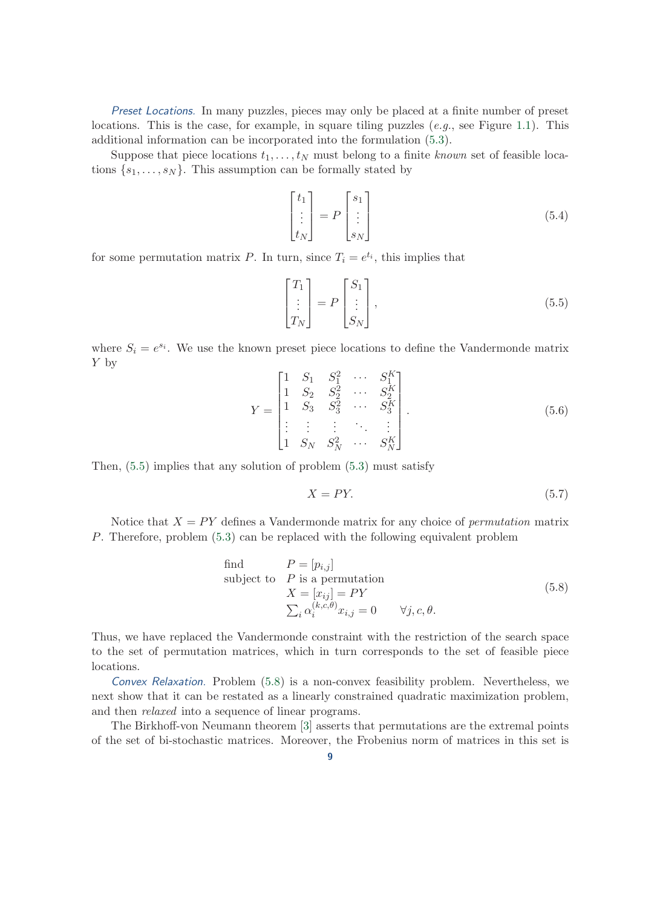*Preset Locations.* In many puzzles, pieces may only be placed at a finite number of preset locations. This is the case, for example, in square tiling puzzles (*e.g.*, see Figure 1.1). This additional information can be incorporated into the formulation (5.3).

Suppose that piece locations $t_1, \ldots, t_N$ must belong to a finite *known* set of feasible locations $\{s_1, \ldots, s_N\}$. This assumption can be formally stated by

$$\begin{bmatrix} t_1 \\ \vdots \\ t_N \end{bmatrix} = P \begin{bmatrix} s_1 \\ \vdots \\ s_N \end{bmatrix} \tag{5.4}$$

for some permutation matrix $P$. In turn, since $T_i = e^{t_i}$, this implies that

$$\begin{bmatrix} T_1 \\ \vdots \\ T_N \end{bmatrix} = P \begin{bmatrix} S_1 \\ \vdots \\ S_N \end{bmatrix}, \tag{5.5}$$

where $S_i = e^{s_i}$. We use the known preset piece locations to define the Vandermonde matrix $Y$ by

$$Y = \begin{bmatrix} 1 & S_1 & S_1^2 & \cdots & S_1^K \\ 1 & S_2 & S_2^2 & \cdots & S_2^K \\ 1 & S_3 & S_3^2 & \cdots & S_3^K \\ \vdots & \vdots & \vdots & \ddots & \vdots \\ 1 & S_N & S_N^2 & \cdots & S_N^K \end{bmatrix}. \tag{5.6}$$

Then, (5.5) implies that any solution of problem (5.3) must satisfy

$$X = PY. \tag{5.7}$$

Notice that $X = PY$ defines a Vandermonde matrix for any choice of *permutation* matrix $P$. Therefore, problem (5.3) can be replaced with the following equivalent problem

$$\begin{array}{ll} \text{find} & P = [p_{i,j}] \\ \text{subject to} & P \text{ is a permutation} \\ & X = [x_{ij}] = PY \\ & \sum_i \alpha_i^{(k,c,\theta)} x_{i,j} = 0 \qquad \forall j, c, \theta. \end{array} \tag{5.8}$$

Thus, we have replaced the Vandermonde constraint with the restriction of the search space to the set of permutation matrices, which in turn corresponds to the set of feasible piece locations.

*Convex Relaxation.* Problem (5.8) is a non-convex feasibility problem. Nevertheless, we next show that it can be restated as a linearly constrained quadratic maximization problem, and then *relaxed* into a sequence of linear programs.

The Birkhoff-von Neumann theorem [3] asserts that permutations are the extremal points of the set of bi-stochastic matrices. Moreover, the Frobenius norm of matrices in this set is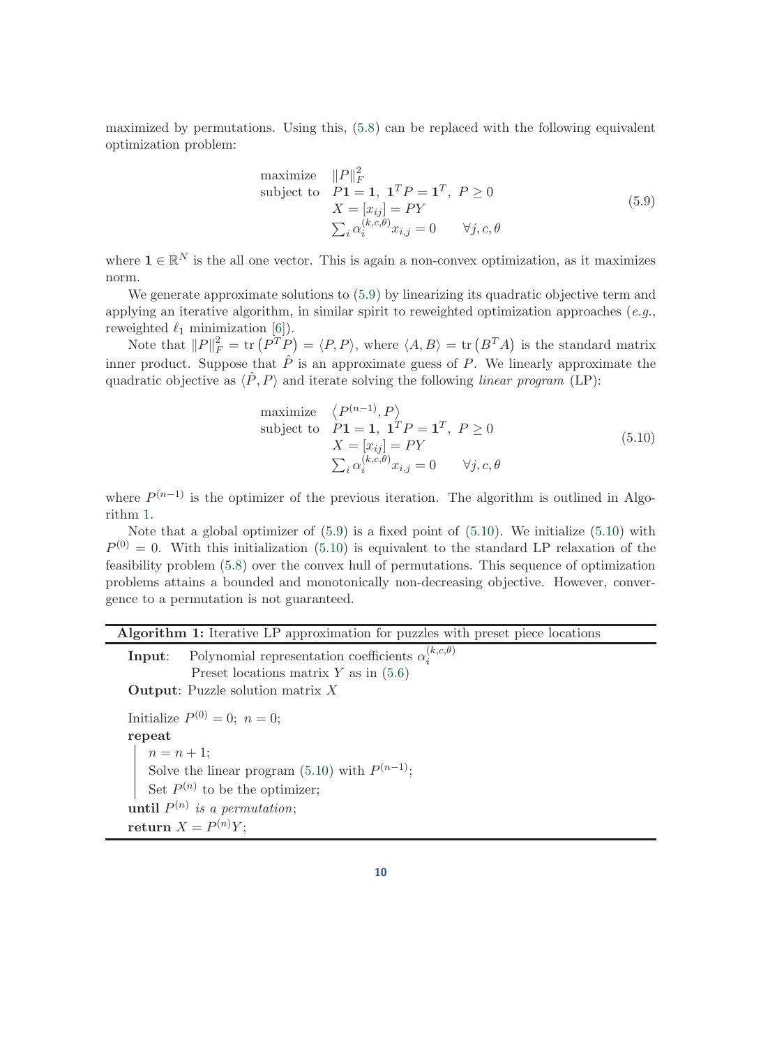maximized by permutations. Using this, (5.8) can be replaced with the following equivalent optimization problem:

$$
\begin{array}{ll}
\text{maximize} & \|P\|_F^2 \\
\text{subject to} & P\mathbf{1} = \mathbf{1},\ \mathbf{1}^T P = \mathbf{1}^T,\ P \geq 0 \\
& X = [x_{ij}] = PY \\
& \sum_i \alpha_i^{(k,c,\theta)} x_{i,j} = 0 \qquad \forall j, c, \theta
\end{array}
\tag{5.9}
$$

where $\mathbf{1} \in \mathbb{R}^N$ is the all one vector. This is again a non-convex optimization, as it maximizes norm.

We generate approximate solutions to (5.9) by linearizing its quadratic objective term and applying an iterative algorithm, in similar spirit to reweighted optimization approaches (*e.g.*, reweighted $\ell_1$ minimization [6]).

Note that $\|P\|_F^2 = \operatorname{tr}\left(P^T P\right) = \langle P, P\rangle$, where $\langle A, B\rangle = \operatorname{tr}\left(B^T A\right)$ is the standard matrix inner product. Suppose that $\hat{P}$ is an approximate guess of $P$. We linearly approximate the quadratic objective as $\langle \hat{P}, P\rangle$ and iterate solving the following *linear program* (LP):

$$
\begin{array}{ll}
\text{maximize} & \left\langle P^{(n-1)}, P\right\rangle \\
\text{subject to} & P\mathbf{1} = \mathbf{1},\ \mathbf{1}^T P = \mathbf{1}^T,\ P \geq 0 \\
& X = [x_{ij}] = PY \\
& \sum_i \alpha_i^{(k,c,\theta)} x_{i,j} = 0 \qquad \forall j, c, \theta
\end{array}
\tag{5.10}
$$

where $P^{(n-1)}$ is the optimizer of the previous iteration. The algorithm is outlined in Algorithm 1.

Note that a global optimizer of (5.9) is a fixed point of (5.10). We initialize (5.10) with $P^{(0)} = 0$. With this initialization (5.10) is equivalent to the standard LP relaxation of the feasibility problem (5.8) over the convex hull of permutations. This sequence of optimization problems attains a bounded and monotonically non-decreasing objective. However, convergence to a permutation is not guaranteed.

---

**Algorithm 1:** Iterative LP approximation for puzzles with preset piece locations

---

**Input**: Polynomial representation coefficients $\alpha_i^{(k,c,\theta)}$
Preset locations matrix $Y$ as in (5.6)

**Output**: Puzzle solution matrix $X$

Initialize $P^{(0)} = 0$; $n = 0$;
**repeat**
  $n = n + 1$;
  Solve the linear program (5.10) with $P^{(n-1)}$;
  Set $P^{(n)}$ to be the optimizer;
**until** $P^{(n)}$ *is a permutation*;
**return** $X = P^{(n)}Y$;

---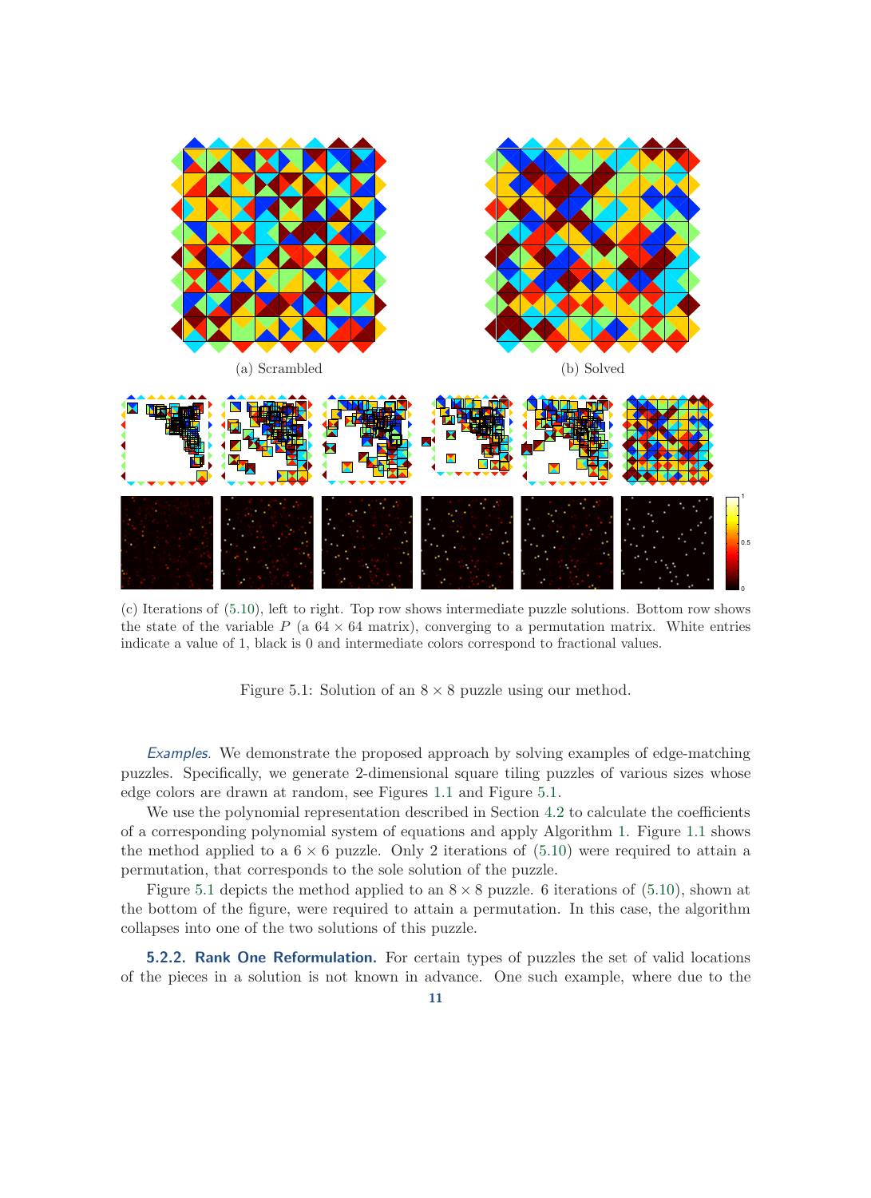(a) Scrambled

(b) Solved

(c) Iterations of (5.10), left to right. Top row shows intermediate puzzle solutions. Bottom row shows the state of the variable $P$ (a $64 \times 64$ matrix), converging to a permutation matrix. White entries indicate a value of 1, black is 0 and intermediate colors correspond to fractional values.

Figure 5.1: Solution of an $8 \times 8$ puzzle using our method.

*Examples.* We demonstrate the proposed approach by solving examples of edge-matching puzzles. Specifically, we generate 2-dimensional square tiling puzzles of various sizes whose edge colors are drawn at random, see Figures 1.1 and Figure 5.1.

We use the polynomial representation described in Section 4.2 to calculate the coefficients of a corresponding polynomial system of equations and apply Algorithm 1. Figure 1.1 shows the method applied to a $6 \times 6$ puzzle. Only 2 iterations of (5.10) were required to attain a permutation, that corresponds to the sole solution of the puzzle.

Figure 5.1 depicts the method applied to an $8 \times 8$ puzzle. 6 iterations of (5.10), shown at the bottom of the figure, were required to attain a permutation. In this case, the algorithm collapses into one of the two solutions of this puzzle.

### 5.2.2. Rank One Reformulation.

For certain types of puzzles the set of valid locations of the pieces in a solution is not known in advance. One such example, where due to the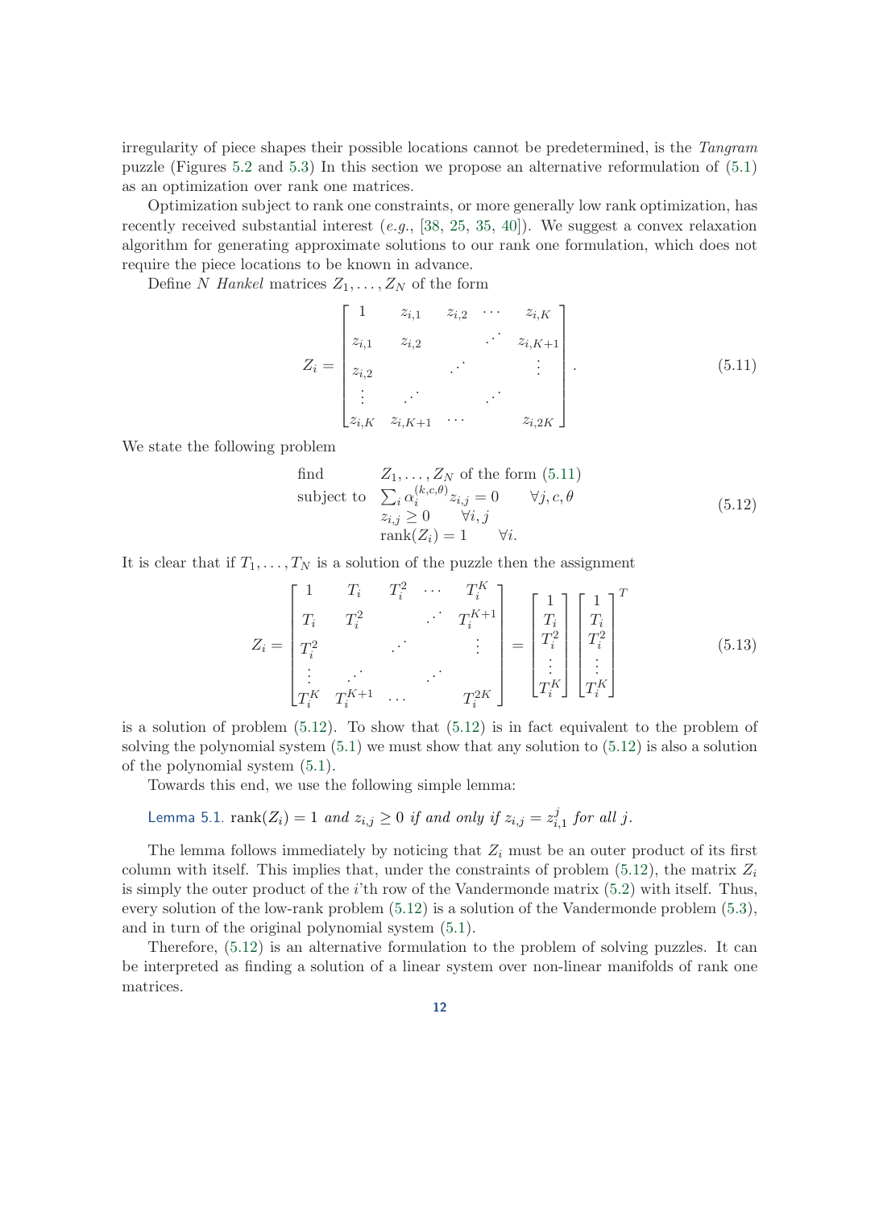irregularity of piece shapes their possible locations cannot be predetermined, is the *Tangram* puzzle (Figures 5.2 and 5.3) In this section we propose an alternative reformulation of (5.1) as an optimization over rank one matrices.

Optimization subject to rank one constraints, or more generally low rank optimization, has recently received substantial interest (*e.g.*, [38, 25, 35, 40]). We suggest a convex relaxation algorithm for generating approximate solutions to our rank one formulation, which does not require the piece locations to be known in advance.

Define $N$ *Hankel* matrices $Z_1, \ldots, Z_N$ of the form

$$
Z_i = \begin{bmatrix} 1 & z_{i,1} & z_{i,2} & \cdots & z_{i,K} \\ z_{i,1} & z_{i,2} & & \iddots & z_{i,K+1} \\ z_{i,2} & & \iddots & & \vdots \\ \vdots & \iddots & & \iddots & \\ z_{i,K} & z_{i,K+1} & \cdots & & z_{i,2K} \end{bmatrix}. \tag{5.11}
$$

We state the following problem

$$
\begin{array}{ll} \text{find} & Z_1, \ldots, Z_N \text{ of the form (5.11)} \\ \text{subject to} & \sum_i \alpha_i^{(k,c,\theta)} z_{i,j} = 0 \qquad \forall j, c, \theta \\ & z_{i,j} \geq 0 \qquad \forall i, j \\ & \operatorname{rank}(Z_i) = 1 \qquad \forall i. \end{array} \tag{5.12}
$$

It is clear that if $T_1, \ldots, T_N$ is a solution of the puzzle then the assignment

$$
Z_i = \begin{bmatrix} 1 & T_i & T_i^2 & \cdots & T_i^K \\ T_i & T_i^2 & & \iddots & T_i^{K+1} \\ T_i^2 & & \iddots & & \vdots \\ \vdots & \iddots & & \iddots & \\ T_i^K & T_i^{K+1} & \cdots & & T_i^{2K} \end{bmatrix} = \begin{bmatrix} 1 \\ T_i \\ T_i^2 \\ \vdots \\ T_i^K \end{bmatrix} \begin{bmatrix} 1 \\ T_i \\ T_i^2 \\ \vdots \\ T_i^K \end{bmatrix}^T \tag{5.13}
$$

is a solution of problem (5.12). To show that (5.12) is in fact equivalent to the problem of solving the polynomial system (5.1) we must show that any solution to (5.12) is also a solution of the polynomial system (5.1).

Towards this end, we use the following simple lemma:

**Lemma 5.1.** $\operatorname{rank}(Z_i) = 1$ *and* $z_{i,j} \geq 0$ *if and only if* $z_{i,j} = z_{i,1}^j$ *for all* $j$.

The lemma follows immediately by noticing that $Z_i$ must be an outer product of its first column with itself. This implies that, under the constraints of problem (5.12), the matrix $Z_i$ is simply the outer product of the $i$'th row of the Vandermonde matrix (5.2) with itself. Thus, every solution of the low-rank problem (5.12) is a solution of the Vandermonde problem (5.3), and in turn of the original polynomial system (5.1).

Therefore, (5.12) is an alternative formulation to the problem of solving puzzles. It can be interpreted as finding a solution of a linear system over non-linear manifolds of rank one matrices.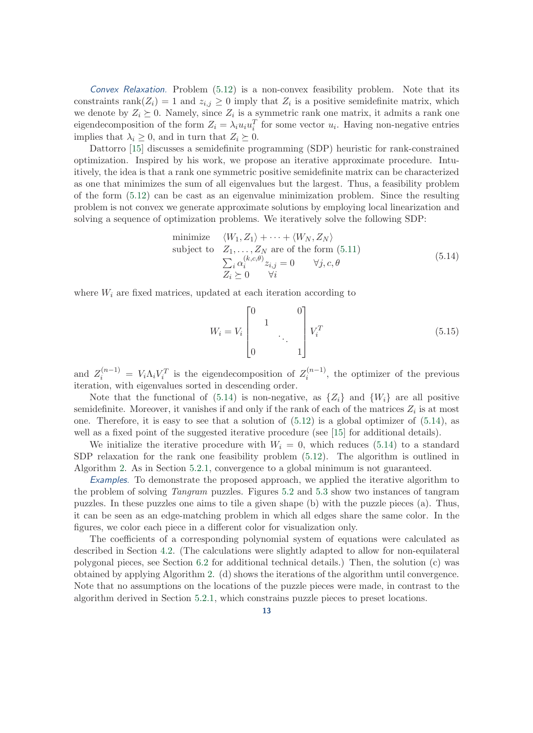*Convex Relaxation.* Problem (5.12) is a non-convex feasibility problem. Note that its constraints $\text{rank}(Z_i) = 1$ and $z_{i,j} \geq 0$ imply that $Z_i$ is a positive semidefinite matrix, which we denote by $Z_i \succeq 0$. Namely, since $Z_i$ is a symmetric rank one matrix, it admits a rank one eigendecomposition of the form $Z_i = \lambda_i u_i u_i^T$ for some vector $u_i$. Having non-negative entries implies that $\lambda_i \geq 0$, and in turn that $Z_i \succeq 0$.

Dattorro [15] discusses a semidefinite programming (SDP) heuristic for rank-constrained optimization. Inspired by his work, we propose an iterative approximate procedure. Intuitively, the idea is that a rank one symmetric positive semidefinite matrix can be characterized as one that minimizes the sum of all eigenvalues but the largest. Thus, a feasibility problem of the form (5.12) can be cast as an eigenvalue minimization problem. Since the resulting problem is not convex we generate approximate solutions by employing local linearization and solving a sequence of optimization problems. We iteratively solve the following SDP:

$$
\begin{array}{ll}
\text{minimize} & \langle W_1, Z_1 \rangle + \cdots + \langle W_N, Z_N \rangle \\
\text{subject to} & Z_1, \ldots, Z_N \text{ are of the form (5.11)} \\
& \sum_i \alpha_i^{(k,c,\theta)} z_{i,j} = 0 \qquad \forall j, c, \theta \\
& Z_i \succeq 0 \qquad \forall i
\end{array}
\tag{5.14}
$$

where $W_i$ are fixed matrices, updated at each iteration according to

$$
W_i = V_i \begin{bmatrix} 0 & & & 0 \\ & 1 & & \\ & & \ddots & \\ 0 & & & 1 \end{bmatrix} V_i^T
\tag{5.15}
$$

and $Z_i^{(n-1)} = V_i \Lambda_i V_i^T$ is the eigendecomposition of $Z_i^{(n-1)}$, the optimizer of the previous iteration, with eigenvalues sorted in descending order.

Note that the functional of (5.14) is non-negative, as $\{Z_i\}$ and $\{W_i\}$ are all positive semidefinite. Moreover, it vanishes if and only if the rank of each of the matrices $Z_i$ is at most one. Therefore, it is easy to see that a solution of (5.12) is a global optimizer of (5.14), as well as a fixed point of the suggested iterative procedure (see [15] for additional details).

We initialize the iterative procedure with $W_i = 0$, which reduces (5.14) to a standard SDP relaxation for the rank one feasibility problem (5.12). The algorithm is outlined in Algorithm 2. As in Section 5.2.1, convergence to a global minimum is not guaranteed.

*Examples.* To demonstrate the proposed approach, we applied the iterative algorithm to the problem of solving *Tangram* puzzles. Figures 5.2 and 5.3 show two instances of tangram puzzles. In these puzzles one aims to tile a given shape (b) with the puzzle pieces (a). Thus, it can be seen as an edge-matching problem in which all edges share the same color. In the figures, we color each piece in a different color for visualization only.

The coefficients of a corresponding polynomial system of equations were calculated as described in Section 4.2. (The calculations were slightly adapted to allow for non-equilateral polygonal pieces, see Section 6.2 for additional technical details.) Then, the solution (c) was obtained by applying Algorithm 2. (d) shows the iterations of the algorithm until convergence. Note that no assumptions on the locations of the puzzle pieces were made, in contrast to the algorithm derived in Section 5.2.1, which constrains puzzle pieces to preset locations.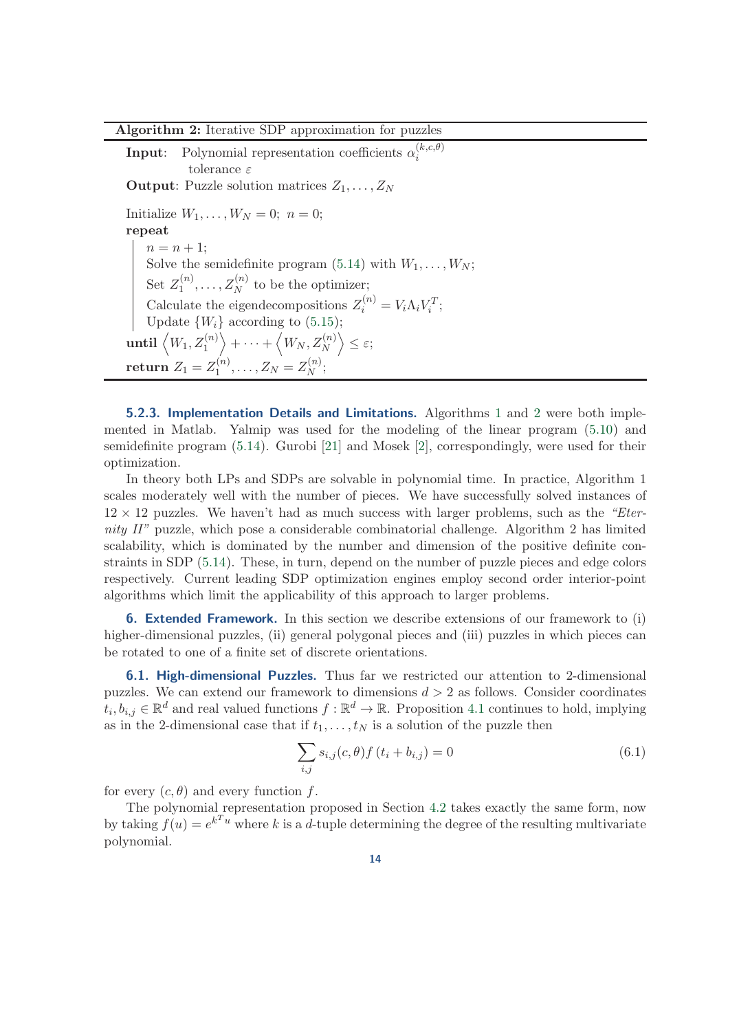**Algorithm 2:** Iterative SDP approximation for puzzles

**Input**: Polynomial representation coefficients $\alpha_i^{(k,c,\theta)}$
 tolerance $\varepsilon$

**Output**: Puzzle solution matrices $Z_1, \ldots, Z_N$

```
Initialize W_1, ..., W_N = 0;  n = 0;
repeat
    n = n + 1;
    Solve the semidefinite program (5.14) with W_1, ..., W_N;
    Set Z_1^(n), ..., Z_N^(n) to be the optimizer;
    Calculate the eigendecompositions Z_i^(n) = V_i Λ_i V_i^T;
    Update {W_i} according to (5.15);
until <W_1, Z_1^(n)> + ··· + <W_N, Z_N^(n)> ≤ ε;
return Z_1 = Z_1^(n), ..., Z_N = Z_N^(n);
```

Initialize $W_1, \ldots, W_N = 0$; $n = 0$;
**repeat**
- $n = n + 1$;
- Solve the semidefinite program (5.14) with $W_1, \ldots, W_N$;
- Set $Z_1^{(n)}, \ldots, Z_N^{(n)}$ to be the optimizer;
- Calculate the eigendecompositions $Z_i^{(n)} = V_i \Lambda_i V_i^T$;
- Update $\{W_i\}$ according to (5.15);

**until** $\left\langle W_1, Z_1^{(n)} \right\rangle + \cdots + \left\langle W_N, Z_N^{(n)} \right\rangle \leq \varepsilon$;
**return** $Z_1 = Z_1^{(n)}, \ldots, Z_N = Z_N^{(n)}$;

**5.2.3. Implementation Details and Limitations.** Algorithms 1 and 2 were both implemented in Matlab. Yalmip was used for the modeling of the linear program (5.10) and semidefinite program (5.14). Gurobi [21] and Mosek [2], correspondingly, were used for their optimization.

In theory both LPs and SDPs are solvable in polynomial time. In practice, Algorithm 1 scales moderately well with the number of pieces. We have successfully solved instances of $12 \times 12$ puzzles. We haven't had as much success with larger problems, such as the *"Eternity II"* puzzle, which pose a considerable combinatorial challenge. Algorithm 2 has limited scalability, which is dominated by the number and dimension of the positive definite constraints in SDP (5.14). These, in turn, depend on the number of puzzle pieces and edge colors respectively. Current leading SDP optimization engines employ second order interior-point algorithms which limit the applicability of this approach to larger problems.

## 6. Extended Framework.

In this section we describe extensions of our framework to (i) higher-dimensional puzzles, (ii) general polygonal pieces and (iii) puzzles in which pieces can be rotated to one of a finite set of discrete orientations.

### 6.1. High-dimensional Puzzles.

Thus far we restricted our attention to 2-dimensional puzzles. We can extend our framework to dimensions $d > 2$ as follows. Consider coordinates $t_i, b_{i,j} \in \mathbb{R}^d$ and real valued functions $f : \mathbb{R}^d \to \mathbb{R}$. Proposition 4.1 continues to hold, implying as in the 2-dimensional case that if $t_1, \ldots, t_N$ is a solution of the puzzle then

$$\sum_{i,j} s_{i,j}(c,\theta) f\left(t_i + b_{i,j}\right) = 0 \tag{6.1}$$

for every $(c, \theta)$ and every function $f$.

The polynomial representation proposed in Section 4.2 takes exactly the same form, now by taking $f(u) = e^{k^T u}$ where $k$ is a $d$-tuple determining the degree of the resulting multivariate polynomial.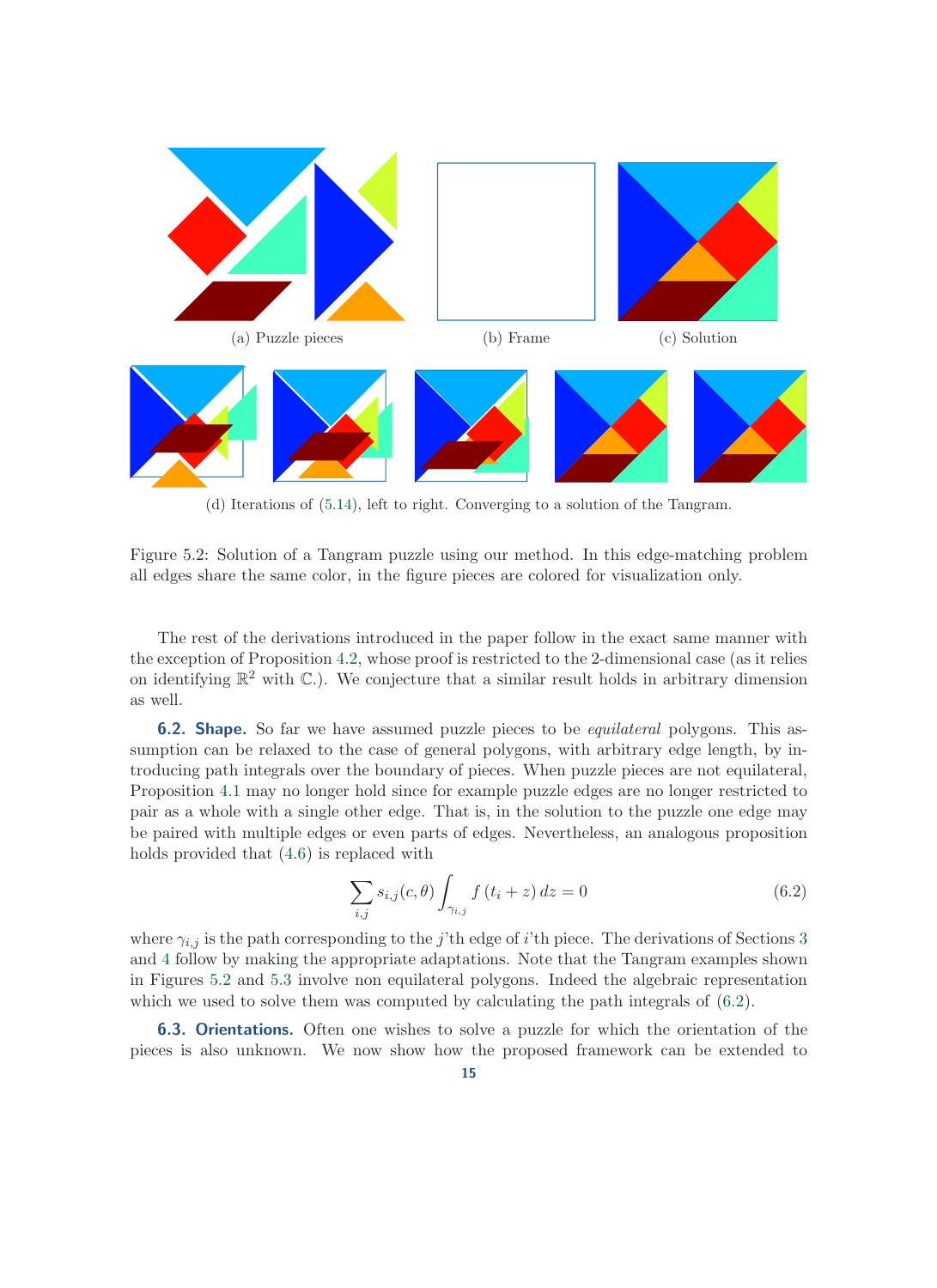(a) Puzzle pieces

(b) Frame

(c) Solution

(d) Iterations of (5.14), left to right. Converging to a solution of the Tangram.

Figure 5.2: Solution of a Tangram puzzle using our method. In this edge-matching problem all edges share the same color, in the figure pieces are colored for visualization only.

The rest of the derivations introduced in the paper follow in the exact same manner with the exception of Proposition 4.2, whose proof is restricted to the 2-dimensional case (as it relies on identifying $\mathbb{R}^2$ with $\mathbb{C}$.). We conjecture that a similar result holds in arbitrary dimension as well.

**6.2. Shape.** So far we have assumed puzzle pieces to be *equilateral* polygons. This assumption can be relaxed to the case of general polygons, with arbitrary edge length, by introducing path integrals over the boundary of pieces. When puzzle pieces are not equilateral, Proposition 4.1 may no longer hold since for example puzzle edges are no longer restricted to pair as a whole with a single other edge. That is, in the solution to the puzzle one edge may be paired with multiple edges or even parts of edges. Nevertheless, an analogous proposition holds provided that (4.6) is replaced with

$$\sum_{i,j} s_{i,j}(c,\theta) \int_{\gamma_{i,j}} f\left(t_i + z\right) dz = 0 \tag{6.2}$$

where $\gamma_{i,j}$ is the path corresponding to the $j$'th edge of $i$'th piece. The derivations of Sections 3 and 4 follow by making the appropriate adaptations. Note that the Tangram examples shown in Figures 5.2 and 5.3 involve non equilateral polygons. Indeed the algebraic representation which we used to solve them was computed by calculating the path integrals of (6.2).

**6.3. Orientations.** Often one wishes to solve a puzzle for which the orientation of the pieces is also unknown. We now show how the proposed framework can be extended to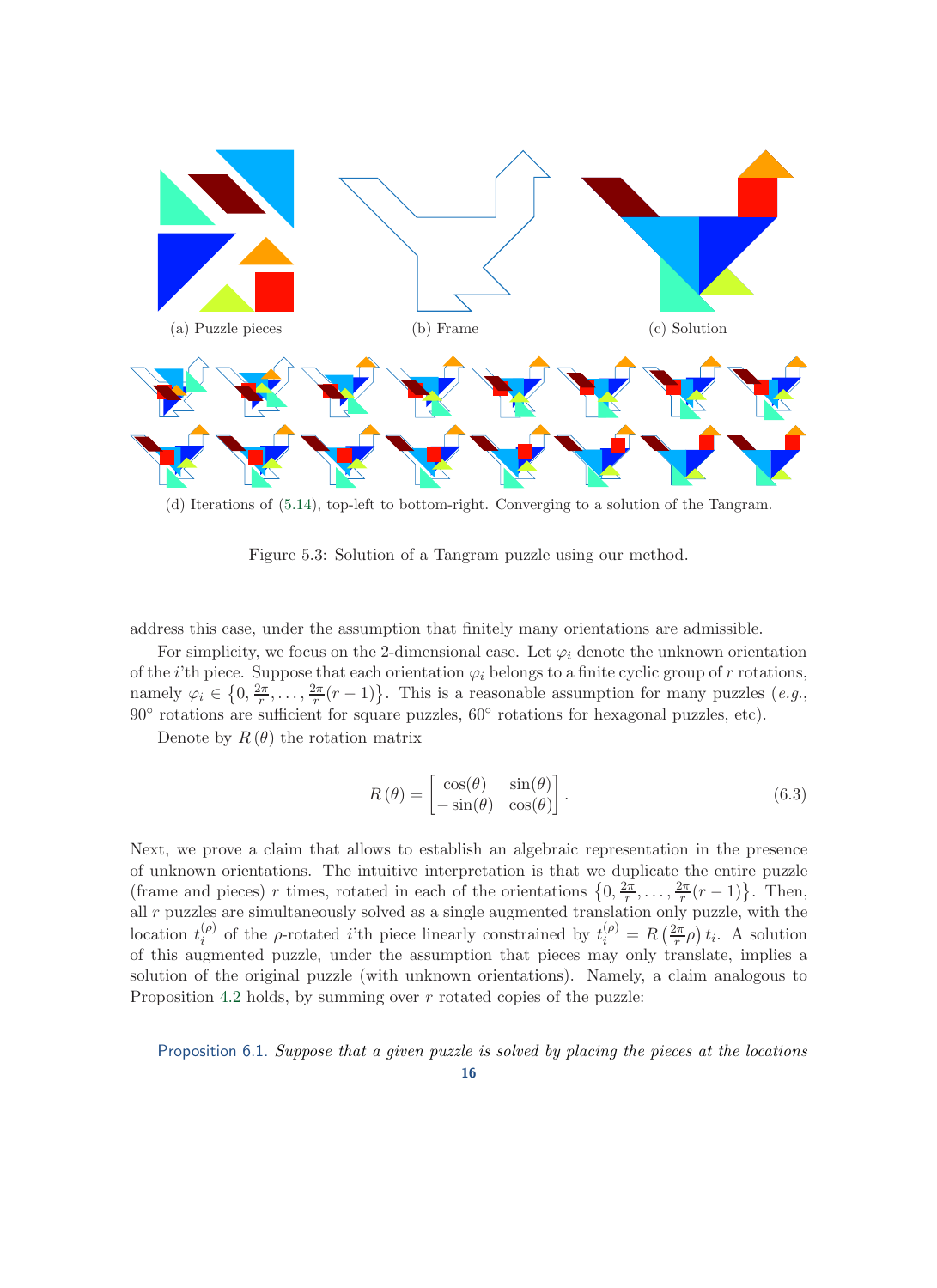(a) Puzzle pieces

(b) Frame

(c) Solution

(d) Iterations of (5.14), top-left to bottom-right. Converging to a solution of the Tangram.

Figure 5.3: Solution of a Tangram puzzle using our method.

address this case, under the assumption that finitely many orientations are admissible.

For simplicity, we focus on the 2-dimensional case. Let $\varphi_i$ denote the unknown orientation of the $i$'th piece. Suppose that each orientation $\varphi_i$ belongs to a finite cyclic group of $r$ rotations, namely $\varphi_i \in \left\{0, \frac{2\pi}{r}, \ldots, \frac{2\pi}{r}(r-1)\right\}$. This is a reasonable assumption for many puzzles (*e.g.*, 90° rotations are sufficient for square puzzles, 60° rotations for hexagonal puzzles, etc).

Denote by $R(\theta)$ the rotation matrix

$$R(\theta) = \begin{bmatrix} \cos(\theta) & \sin(\theta) \\ -\sin(\theta) & \cos(\theta) \end{bmatrix}. \tag{6.3}$$

Next, we prove a claim that allows to establish an algebraic representation in the presence of unknown orientations. The intuitive interpretation is that we duplicate the entire puzzle (frame and pieces) $r$ times, rotated in each of the orientations $\left\{0, \frac{2\pi}{r}, \ldots, \frac{2\pi}{r}(r-1)\right\}$. Then, all $r$ puzzles are simultaneously solved as a single augmented translation only puzzle, with the location $t_i^{(\rho)}$ of the $\rho$-rotated $i$'th piece linearly constrained by $t_i^{(\rho)} = R\left(\frac{2\pi}{r}\rho\right) t_i$. A solution of this augmented puzzle, under the assumption that pieces may only translate, implies a solution of the original puzzle (with unknown orientations). Namely, a claim analogous to Proposition 4.2 holds, by summing over $r$ rotated copies of the puzzle:

**Proposition 6.1.** *Suppose that a given puzzle is solved by placing the pieces at the locations*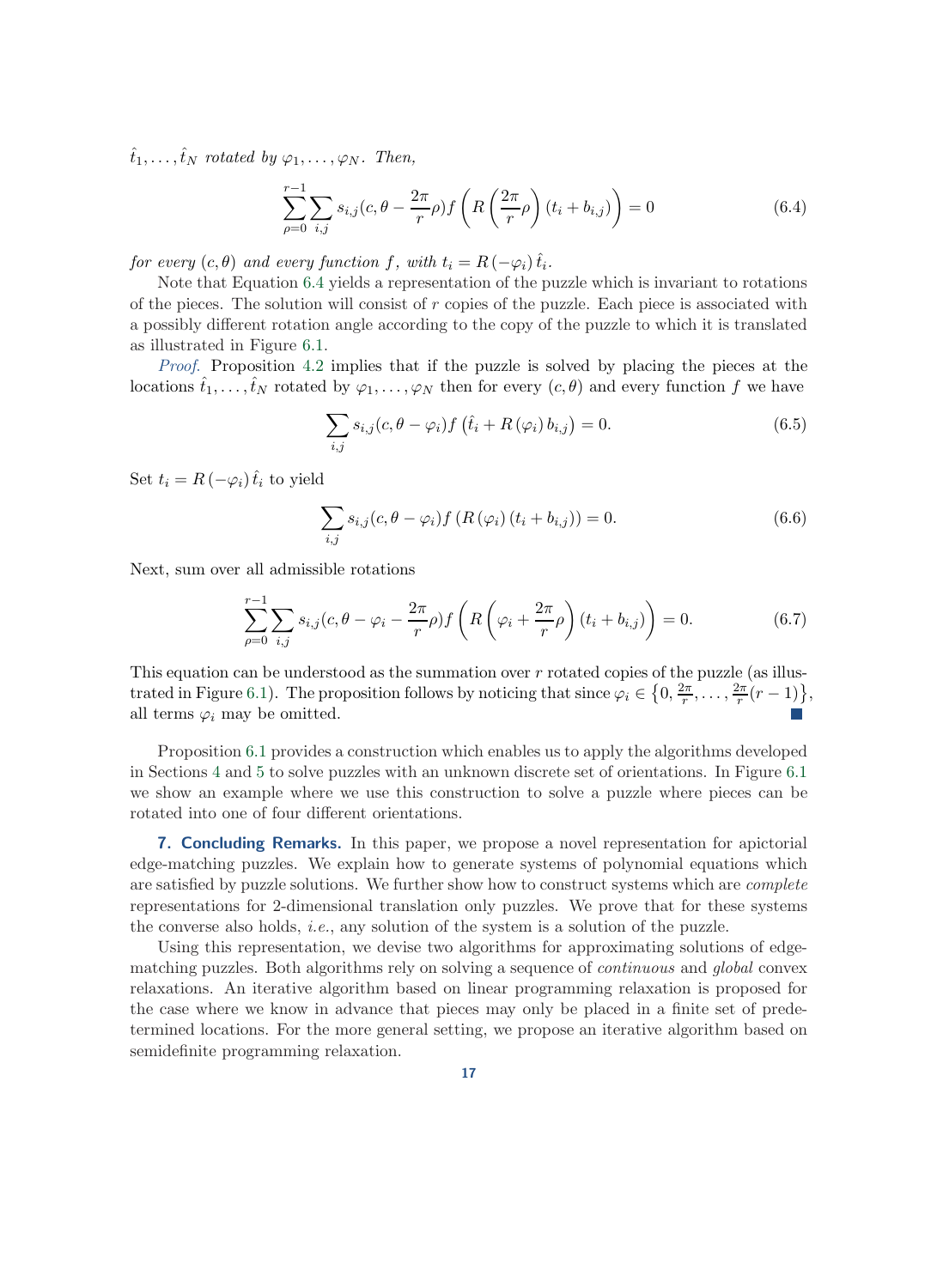$\hat{t}_1, \ldots, \hat{t}_N$ *rotated by* $\varphi_1, \ldots, \varphi_N$. *Then,*

$$\sum_{\rho=0}^{r-1} \sum_{i,j} s_{i,j}(c, \theta - \frac{2\pi}{r}\rho) f\left(R\left(\frac{2\pi}{r}\rho\right)(t_i + b_{i,j})\right) = 0 \tag{6.4}$$

*for every* $(c, \theta)$ *and every function* $f$, *with* $t_i = R(-\varphi_i)\,\hat{t}_i$.

Note that Equation 6.4 yields a representation of the puzzle which is invariant to rotations of the pieces. The solution will consist of $r$ copies of the puzzle. Each piece is associated with a possibly different rotation angle according to the copy of the puzzle to which it is translated as illustrated in Figure 6.1.

*Proof.* Proposition 4.2 implies that if the puzzle is solved by placing the pieces at the locations $\hat{t}_1, \ldots, \hat{t}_N$ rotated by $\varphi_1, \ldots, \varphi_N$ then for every $(c, \theta)$ and every function $f$ we have

$$\sum_{i,j} s_{i,j}(c, \theta - \varphi_i) f\left(\hat{t}_i + R(\varphi_i)\, b_{i,j}\right) = 0. \tag{6.5}$$

Set $t_i = R(-\varphi_i)\,\hat{t}_i$ to yield

$$\sum_{i,j} s_{i,j}(c, \theta - \varphi_i) f\left(R(\varphi_i)(t_i + b_{i,j})\right) = 0. \tag{6.6}$$

Next, sum over all admissible rotations

$$\sum_{\rho=0}^{r-1} \sum_{i,j} s_{i,j}(c, \theta - \varphi_i - \frac{2\pi}{r}\rho) f\left(R\left(\varphi_i + \frac{2\pi}{r}\rho\right)(t_i + b_{i,j})\right) = 0. \tag{6.7}$$

This equation can be understood as the summation over $r$ rotated copies of the puzzle (as illustrated in Figure 6.1). The proposition follows by noticing that since $\varphi_i \in \left\{0, \frac{2\pi}{r}, \ldots, \frac{2\pi}{r}(r-1)\right\}$, all terms $\varphi_i$ may be omitted. ∎

Proposition 6.1 provides a construction which enables us to apply the algorithms developed in Sections 4 and 5 to solve puzzles with an unknown discrete set of orientations. In Figure 6.1 we show an example where we use this construction to solve a puzzle where pieces can be rotated into one of four different orientations.

## 7. Concluding Remarks.

In this paper, we propose a novel representation for apictorial edge-matching puzzles. We explain how to generate systems of polynomial equations which are satisfied by puzzle solutions. We further show how to construct systems which are *complete* representations for 2-dimensional translation only puzzles. We prove that for these systems the converse also holds, *i.e.*, any solution of the system is a solution of the puzzle.

Using this representation, we devise two algorithms for approximating solutions of edge-matching puzzles. Both algorithms rely on solving a sequence of *continuous* and *global* convex relaxations. An iterative algorithm based on linear programming relaxation is proposed for the case where we know in advance that pieces may only be placed in a finite set of predetermined locations. For the more general setting, we propose an iterative algorithm based on semidefinite programming relaxation.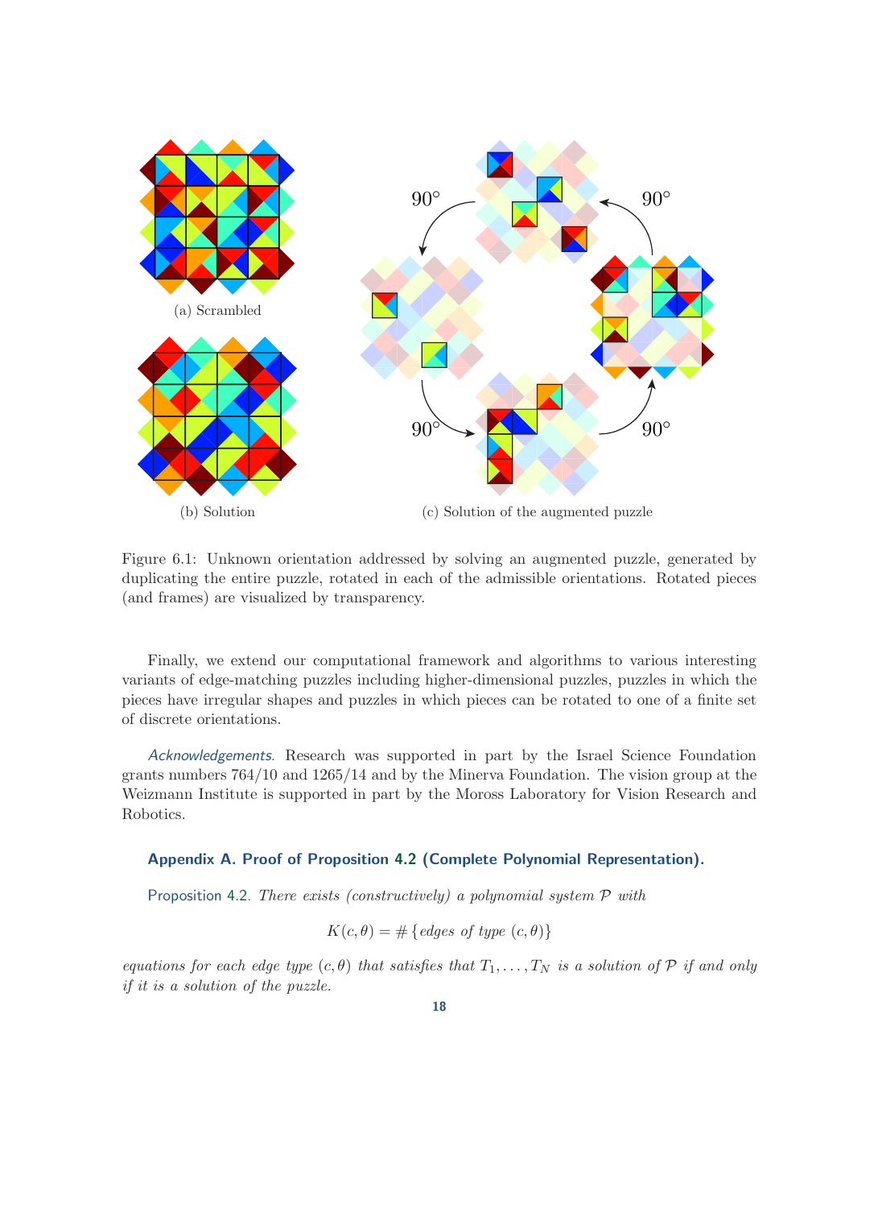(a) Scrambled

(b) Solution

(c) Solution of the augmented puzzle

Figure 6.1: Unknown orientation addressed by solving an augmented puzzle, generated by duplicating the entire puzzle, rotated in each of the admissible orientations. Rotated pieces (and frames) are visualized by transparency.

Finally, we extend our computational framework and algorithms to various interesting variants of edge-matching puzzles including higher-dimensional puzzles, puzzles in which the pieces have irregular shapes and puzzles in which pieces can be rotated to one of a finite set of discrete orientations.

*Acknowledgements.* Research was supported in part by the Israel Science Foundation grants numbers 764/10 and 1265/14 and by the Minerva Foundation. The vision group at the Weizmann Institute is supported in part by the Moross Laboratory for Vision Research and Robotics.

## Appendix A. Proof of Proposition 4.2 (Complete Polynomial Representation).

Proposition 4.2. *There exists (constructively) a polynomial system $\mathcal{P}$ with*

$$K(c, \theta) = \#\{\text{edges of type } (c, \theta)\}$$

*equations for each edge type $(c, \theta)$ that satisfies that $T_1, \ldots, T_N$ is a solution of $\mathcal{P}$ if and only if it is a solution of the puzzle.*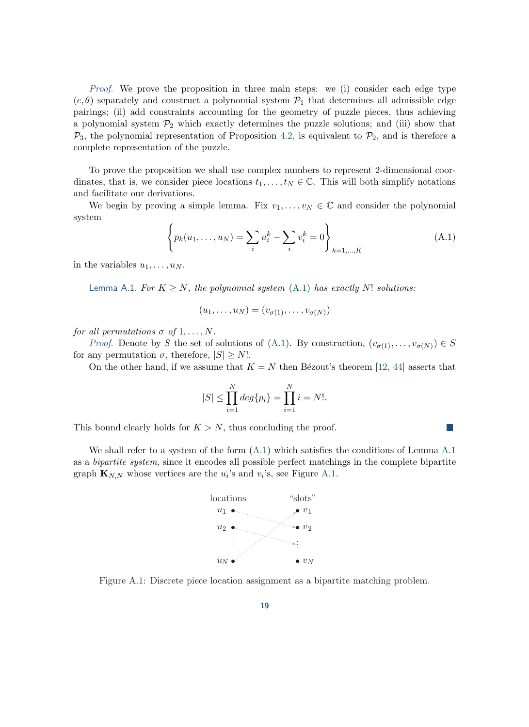*Proof.* We prove the proposition in three main steps: we (i) consider each edge type $(c, \theta)$ separately and construct a polynomial system $\mathcal{P}_1$ that determines all admissible edge pairings; (ii) add constraints accounting for the geometry of puzzle pieces, thus achieving a polynomial system $\mathcal{P}_2$ which exactly determines the puzzle solutions; and (iii) show that $\mathcal{P}_3$, the polynomial representation of Proposition 4.2, is equivalent to $\mathcal{P}_2$, and is therefore a complete representation of the puzzle.

To prove the proposition we shall use complex numbers to represent 2-dimensional coordinates, that is, we consider piece locations $t_1, \ldots, t_N \in \mathbb{C}$. This will both simplify notations and facilitate our derivations.

We begin by proving a simple lemma. Fix $v_1, \ldots, v_N \in \mathbb{C}$ and consider the polynomial system

$$\left\{ p_k(u_1, \ldots, u_N) = \sum_i u_i^k - \sum_i v_i^k = 0 \right\}_{k=1,\ldots,K} \tag{A.1}$$

in the variables $u_1, \ldots, u_N$.

**Lemma A.1.** *For $K \geq N$, the polynomial system (A.1) has exactly $N!$ solutions:*

$$(u_1, \ldots, u_N) = (v_{\sigma(1)}, \ldots, v_{\sigma(N)})$$

*for all permutations $\sigma$ of $1, \ldots, N$.*

*Proof.* Denote by $S$ the set of solutions of (A.1). By construction, $(v_{\sigma(1)}, \ldots, v_{\sigma(N)}) \in S$ for any permutation $\sigma$, therefore, $|S| \geq N!$.

On the other hand, if we assume that $K = N$ then Bézout's theorem [12, 44] asserts that

$$|S| \leq \prod_{i=1}^{N} deg\{p_i\} = \prod_{i=1}^{N} i = N!.$$

This bound clearly holds for $K > N$, thus concluding the proof. ∎

We shall refer to a system of the form (A.1) which satisfies the conditions of Lemma A.1 as a *bipartite system*, since it encodes all possible perfect matchings in the complete bipartite graph $\mathbf{K}_{N,N}$ whose vertices are the $u_i$'s and $v_i$'s, see Figure A.1.

Figure A.1: Discrete piece location assignment as a bipartite matching problem.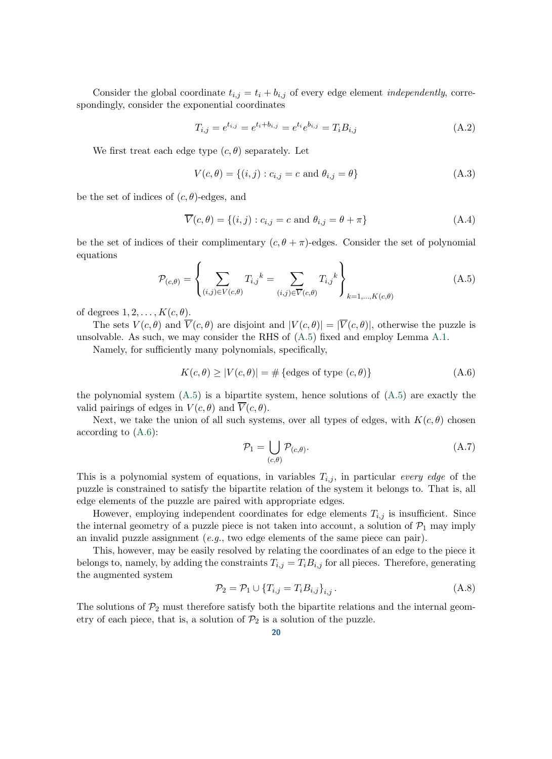Consider the global coordinate $t_{i,j} = t_i + b_{i,j}$ of every edge element *independently*, correspondingly, consider the exponential coordinates

$$T_{i,j} = e^{t_{i,j}} = e^{t_i + b_{i,j}} = e^{t_i} e^{b_{i,j}} = T_i B_{i,j} \tag{A.2}$$

We first treat each edge type $(c, \theta)$ separately. Let

$$V(c, \theta) = \{(i,j) : c_{i,j} = c \text{ and } \theta_{i,j} = \theta\} \tag{A.3}$$

be the set of indices of $(c, \theta)$-edges, and

$$\overline{V}(c, \theta) = \{(i,j) : c_{i,j} = c \text{ and } \theta_{i,j} = \theta + \pi\} \tag{A.4}$$

be the set of indices of their complimentary $(c, \theta + \pi)$-edges. Consider the set of polynomial equations

$$\mathcal{P}_{(c,\theta)} = \left\{ \sum_{(i,j) \in V(c,\theta)} {T_{i,j}}^k = \sum_{(i,j) \in \overline{V}(c,\theta)} {T_{i,j}}^k \right\}_{k=1,\ldots,K(c,\theta)} \tag{A.5}$$

of degrees $1, 2, \ldots, K(c, \theta)$.

The sets $V(c, \theta)$ and $\overline{V}(c, \theta)$ are disjoint and $|V(c, \theta)| = |\overline{V}(c, \theta)|$, otherwise the puzzle is unsolvable. As such, we may consider the RHS of (A.5) fixed and employ Lemma A.1.

Namely, for sufficiently many polynomials, specifically,

$$K(c, \theta) \geq |V(c, \theta)| = \# \{\text{edges of type } (c, \theta)\} \tag{A.6}$$

the polynomial system (A.5) is a bipartite system, hence solutions of (A.5) are exactly the valid pairings of edges in $V(c, \theta)$ and $\overline{V}(c, \theta)$.

Next, we take the union of all such systems, over all types of edges, with $K(c, \theta)$ chosen according to (A.6):

$$\mathcal{P}_1 = \bigcup_{(c,\theta)} \mathcal{P}_{(c,\theta)}. \tag{A.7}$$

This is a polynomial system of equations, in variables $T_{i,j}$, in particular *every edge* of the puzzle is constrained to satisfy the bipartite relation of the system it belongs to. That is, all edge elements of the puzzle are paired with appropriate edges.

However, employing independent coordinates for edge elements $T_{i,j}$ is insufficient. Since the internal geometry of a puzzle piece is not taken into account, a solution of $\mathcal{P}_1$ may imply an invalid puzzle assignment (*e.g.*, two edge elements of the same piece can pair).

This, however, may be easily resolved by relating the coordinates of an edge to the piece it belongs to, namely, by adding the constraints $T_{i,j} = T_i B_{i,j}$ for all pieces. Therefore, generating the augmented system

$$\mathcal{P}_2 = \mathcal{P}_1 \cup \{T_{i,j} = T_i B_{i,j}\}_{i,j}. \tag{A.8}$$

The solutions of $\mathcal{P}_2$ must therefore satisfy both the bipartite relations and the internal geometry of each piece, that is, a solution of $\mathcal{P}_2$ is a solution of the puzzle.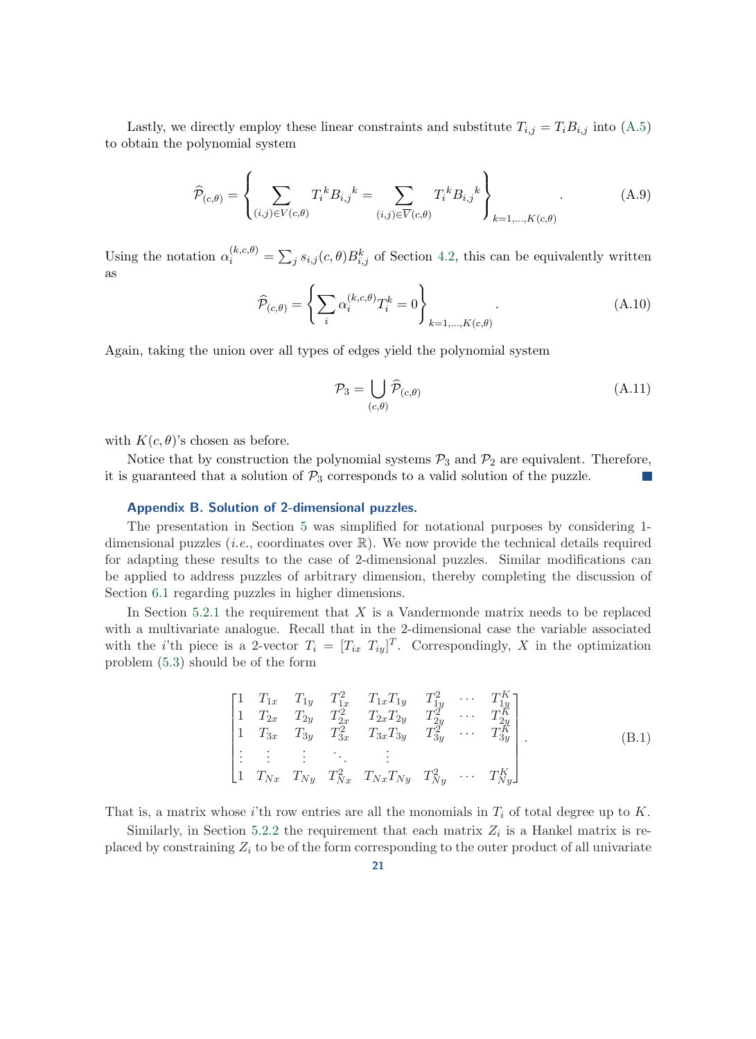Lastly, we directly employ these linear constraints and substitute $T_{i,j} = T_i B_{i,j}$ into (A.5) to obtain the polynomial system

$$\widehat{\mathcal{P}}_{(c,\theta)} = \left\{ \sum_{(i,j)\in V(c,\theta)} {T_i}^k {B_{i,j}}^k = \sum_{(i,j)\in \overline{V}(c,\theta)} {T_i}^k {B_{i,j}}^k \right\}_{k=1,\ldots,K(c,\theta)}. \tag{A.9}$$

Using the notation $\alpha_i^{(k,c,\theta)} = \sum_j s_{i,j}(c,\theta) B_{i,j}^k$ of Section 4.2, this can be equivalently written as

$$\widehat{\mathcal{P}}_{(c,\theta)} = \left\{ \sum_i \alpha_i^{(k,c,\theta)} T_i^k = 0 \right\}_{k=1,\ldots,K(c,\theta)}. \tag{A.10}$$

Again, taking the union over all types of edges yield the polynomial system

$$\mathcal{P}_3 = \bigcup_{(c,\theta)} \widehat{\mathcal{P}}_{(c,\theta)} \tag{A.11}$$

with $K(c,\theta)$'s chosen as before.

Notice that by construction the polynomial systems $\mathcal{P}_3$ and $\mathcal{P}_2$ are equivalent. Therefore, it is guaranteed that a solution of $\mathcal{P}_3$ corresponds to a valid solution of the puzzle. ■

## Appendix B. Solution of 2-dimensional puzzles.

The presentation in Section 5 was simplified for notational purposes by considering 1-dimensional puzzles (*i.e.*, coordinates over $\mathbb{R}$). We now provide the technical details required for adapting these results to the case of 2-dimensional puzzles. Similar modifications can be applied to address puzzles of arbitrary dimension, thereby completing the discussion of Section 6.1 regarding puzzles in higher dimensions.

In Section 5.2.1 the requirement that $X$ is a Vandermonde matrix needs to be replaced with a multivariate analogue. Recall that in the 2-dimensional case the variable associated with the $i$'th piece is a 2-vector $T_i = [T_{ix}\ T_{iy}]^T$. Correspondingly, $X$ in the optimization problem (5.3) should be of the form

$$\begin{bmatrix} 1 & T_{1x} & T_{1y} & T_{1x}^2 & T_{1x}T_{1y} & T_{1y}^2 & \cdots & T_{1y}^K \\ 1 & T_{2x} & T_{2y} & T_{2x}^2 & T_{2x}T_{2y} & T_{2y}^2 & \cdots & T_{2y}^K \\ 1 & T_{3x} & T_{3y} & T_{3x}^2 & T_{3x}T_{3y} & T_{3y}^2 & \cdots & T_{3y}^K \\ \vdots & \vdots & \vdots & \ddots & \vdots & & & \\ 1 & T_{Nx} & T_{Ny} & T_{Nx}^2 & T_{Nx}T_{Ny} & T_{Ny}^2 & \cdots & T_{Ny}^K \end{bmatrix}. \tag{B.1}$$

That is, a matrix whose $i$'th row entries are all the monomials in $T_i$ of total degree up to $K$.

Similarly, in Section 5.2.2 the requirement that each matrix $Z_i$ is a Hankel matrix is replaced by constraining $Z_i$ to be of the form corresponding to the outer product of all univariate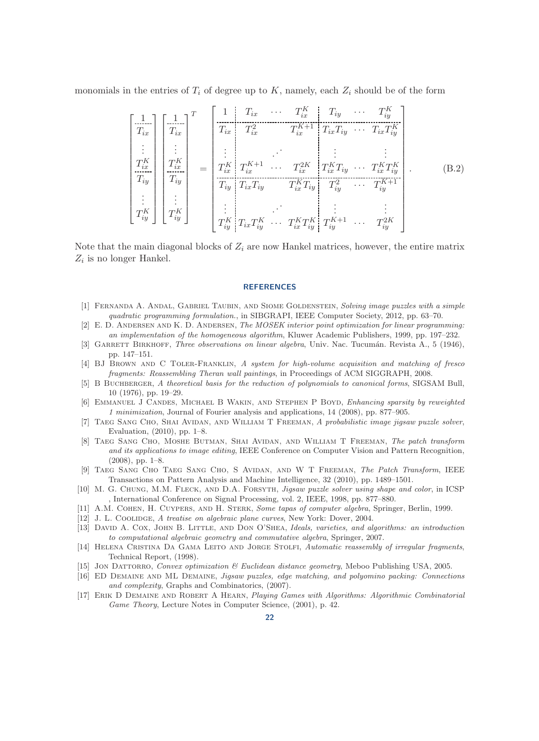monomials in the entries of $T_i$ of degree up to $K$, namely, each $Z_i$ should be of the form

$$
\begin{bmatrix} 1 \\ \hdashline T_{ix} \\ \vdots \\ T_{ix}^K \\ \hdashline T_{iy} \\ \vdots \\ T_{iy}^K \end{bmatrix}
\begin{bmatrix} 1 \\ \hdashline T_{ix} \\ \vdots \\ T_{ix}^K \\ \hdashline T_{iy} \\ \vdots \\ T_{iy}^K \end{bmatrix}^T
=
\left[\begin{array}{c:ccc:ccc}
1 & T_{ix} & \cdots & T_{ix}^K & T_{iy} & \cdots & T_{iy}^K \\ \hdashline
T_{ix} & T_{ix}^2 & & T_{ix}^{K+1} & T_{ix}T_{iy} & \cdots & T_{ix}T_{iy}^K \\
\vdots & & \iddots & & \vdots & & \vdots \\
T_{ix}^K & T_{ix}^{K+1} & \cdots & T_{ix}^{2K} & T_{ix}^K T_{iy} & \cdots & T_{ix}^K T_{iy}^K \\ \hdashline
T_{iy} & T_{ix}T_{iy} & & T_{ix}^K T_{iy} & T_{iy}^2 & \cdots & T_{iy}^{K+1} \\
\vdots & & \iddots & & \vdots & & \vdots \\
T_{iy}^K & T_{ix}T_{iy}^K & \cdots & T_{ix}^K T_{iy}^K & T_{iy}^{K+1} & \cdots & T_{iy}^{2K}
\end{array}\right]. \tag{B.2}
$$

Note that the main diagonal blocks of $Z_i$ are now Hankel matrices, however, the entire matrix $Z_i$ is no longer Hankel.

## REFERENCES

[1] Fernanda A. Andal, Gabriel Taubin, and Siome Goldenstein, *Solving image puzzles with a simple quadratic programming formulation.*, in SIBGRAPI, IEEE Computer Society, 2012, pp. 63–70.

[2] E. D. Andersen and K. D. Andersen, *The MOSEK interior point optimization for linear programming: an implementation of the homogeneous algorithm*, Kluwer Academic Publishers, 1999, pp. 197–232.

[3] Garrett Birkhoff, *Three observations on linear algebra*, Univ. Nac. Tucumán. Revista A., 5 (1946), pp. 147–151.

[4] BJ Brown and C Toler-Franklin, *A system for high-volume acquisition and matching of fresco fragments: Reassembling Theran wall paintings*, in Proceedings of ACM SIGGRAPH, 2008.

[5] B Buchberger, *A theoretical basis for the reduction of polynomials to canonical forms*, SIGSAM Bull, 10 (1976), pp. 19–29.

[6] Emmanuel J Candes, Michael B Wakin, and Stephen P Boyd, *Enhancing sparsity by reweighted 1 minimization*, Journal of Fourier analysis and applications, 14 (2008), pp. 877–905.

[7] Taeg Sang Cho, Shai Avidan, and William T Freeman, *A probabilistic image jigsaw puzzle solver*, Evaluation, (2010), pp. 1–8.

[8] Taeg Sang Cho, Moshe Butman, Shai Avidan, and William T Freeman, *The patch transform and its applications to image editing*, IEEE Conference on Computer Vision and Pattern Recognition, (2008), pp. 1–8.

[9] Taeg Sang Cho Taeg Sang Cho, S Avidan, and W T Freeman, *The Patch Transform*, IEEE Transactions on Pattern Analysis and Machine Intelligence, 32 (2010), pp. 1489–1501.

[10] M. G. Chung, M.M. Fleck, and D.A. Forsyth, *Jigsaw puzzle solver using shape and color*, in ICSP , International Conference on Signal Processing, vol. 2, IEEE, 1998, pp. 877–880.

[11] A.M. Cohen, H. Cuypers, and H. Sterk, *Some tapas of computer algebra*, Springer, Berlin, 1999.

[12] J. L. Coolidge, *A treatise on algebraic plane curves*, New York: Dover, 2004.

[13] David A. Cox, John B. Little, and Don O'Shea, *Ideals, varieties, and algorithms: an introduction to computational algebraic geometry and commutative algebra*, Springer, 2007.

[14] Helena Cristina Da Gama Leito and Jorge Stolfi, *Automatic reassembly of irregular fragments*, Technical Report, (1998).

[15] Jon Dattorro, *Convex optimization & Euclidean distance geometry*, Meboo Publishing USA, 2005.

[16] ED Demaine and ML Demaine, *Jigsaw puzzles, edge matching, and polyomino packing: Connections and complexity*, Graphs and Combinatorics, (2007).

[17] Erik D Demaine and Robert A Hearn, *Playing Games with Algorithms: Algorithmic Combinatorial Game Theory*, Lecture Notes in Computer Science, (2001), p. 42.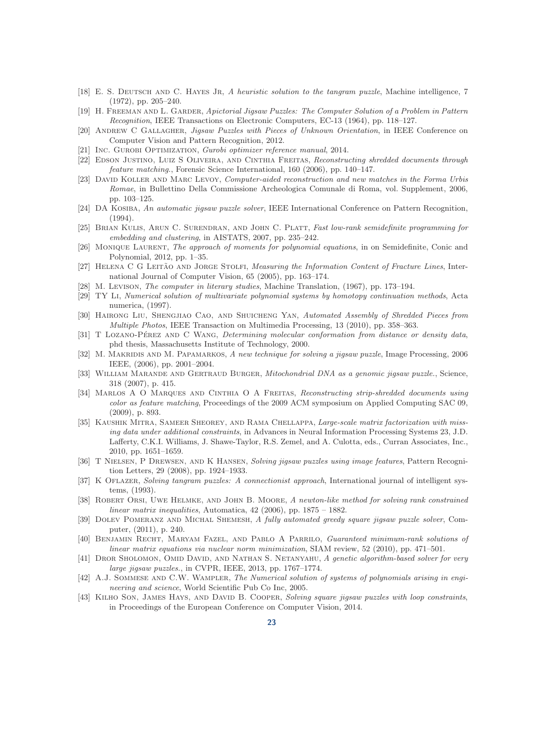[18] E. S. Deutsch and C. Hayes Jr, *A heuristic solution to the tangram puzzle*, Machine intelligence, 7 (1972), pp. 205–240.

[19] H. Freeman and L. Garder, *Apictorial Jigsaw Puzzles: The Computer Solution of a Problem in Pattern Recognition*, IEEE Transactions on Electronic Computers, EC-13 (1964), pp. 118–127.

[20] Andrew C Gallagher, *Jigsaw Puzzles with Pieces of Unknown Orientation*, in IEEE Conference on Computer Vision and Pattern Recognition, 2012.

[21] Inc. Gurobi Optimization, *Gurobi optimizer reference manual*, 2014.

[22] Edson Justino, Luiz S Oliveira, and Cinthia Freitas, *Reconstructing shredded documents through feature matching.*, Forensic Science International, 160 (2006), pp. 140–147.

[23] David Koller and Marc Levoy, *Computer-aided reconstruction and new matches in the Forma Urbis Romae*, in Bullettino Della Commissione Archeologica Comunale di Roma, vol. Supplement, 2006, pp. 103–125.

[24] DA Kosiba, *An automatic jigsaw puzzle solver*, IEEE International Conference on Pattern Recognition, (1994).

[25] Brian Kulis, Arun C. Surendran, and John C. Platt, *Fast low-rank semidefinite programming for embedding and clustering*, in AISTATS, 2007, pp. 235–242.

[26] Monique Laurent, *The approach of moments for polynomial equations*, in on Semidefinite, Conic and Polynomial, 2012, pp. 1–35.

[27] Helena C G Leitão and Jorge Stolfi, *Measuring the Information Content of Fracture Lines*, International Journal of Computer Vision, 65 (2005), pp. 163–174.

[28] M. Levison, *The computer in literary studies*, Machine Translation, (1967), pp. 173–194.

[29] TY Li, *Numerical solution of multivariate polynomial systems by homotopy continuation methods*, Acta numerica, (1997).

[30] Hairong Liu, Shengjiao Cao, and Shuicheng Yan, *Automated Assembly of Shredded Pieces from Multiple Photos*, IEEE Transaction on Multimedia Processing, 13 (2010), pp. 358–363.

[31] T Lozano-Pérez and C Wang, *Determining molecular conformation from distance or density data*, phd thesis, Massachusetts Institute of Technology, 2000.

[32] M. Makridis and M. Papamarkos, *A new technique for solving a jigsaw puzzle*, Image Processing, 2006 IEEE, (2006), pp. 2001–2004.

[33] William Marande and Gertraud Burger, *Mitochondrial DNA as a genomic jigsaw puzzle.*, Science, 318 (2007), p. 415.

[34] Marlos A O Marques and Cinthia O A Freitas, *Reconstructing strip-shredded documents using color as feature matching*, Proceedings of the 2009 ACM symposium on Applied Computing SAC 09, (2009), p. 893.

[35] Kaushik Mitra, Sameer Sheorey, and Rama Chellappa, *Large-scale matrix factorization with missing data under additional constraints*, in Advances in Neural Information Processing Systems 23, J.D. Lafferty, C.K.I. Williams, J. Shawe-Taylor, R.S. Zemel, and A. Culotta, eds., Curran Associates, Inc., 2010, pp. 1651–1659.

[36] T Nielsen, P Drewsen, and K Hansen, *Solving jigsaw puzzles using image features*, Pattern Recognition Letters, 29 (2008), pp. 1924–1933.

[37] K Oflazer, *Solving tangram puzzles: A connectionist approach*, International journal of intelligent systems, (1993).

[38] Robert Orsi, Uwe Helmke, and John B. Moore, *A newton-like method for solving rank constrained linear matrix inequalities*, Automatica, 42 (2006), pp. 1875 – 1882.

[39] Dolev Pomeranz and Michal Shemesh, *A fully automated greedy square jigsaw puzzle solver*, Computer, (2011), p. 240.

[40] Benjamin Recht, Maryam Fazel, and Pablo A Parrilo, *Guaranteed minimum-rank solutions of linear matrix equations via nuclear norm minimization*, SIAM review, 52 (2010), pp. 471–501.

[41] Dror Sholomon, Omid David, and Nathan S. Netanyahu, *A genetic algorithm-based solver for very large jigsaw puzzles.*, in CVPR, IEEE, 2013, pp. 1767–1774.

[42] A.J. Sommese and C.W. Wampler, *The Numerical solution of systems of polynomials arising in engineering and science*, World Scientific Pub Co Inc, 2005.

[43] Kilho Son, James Hays, and David B. Cooper, *Solving square jigsaw puzzles with loop constraints*, in Proceedings of the European Conference on Computer Vision, 2014.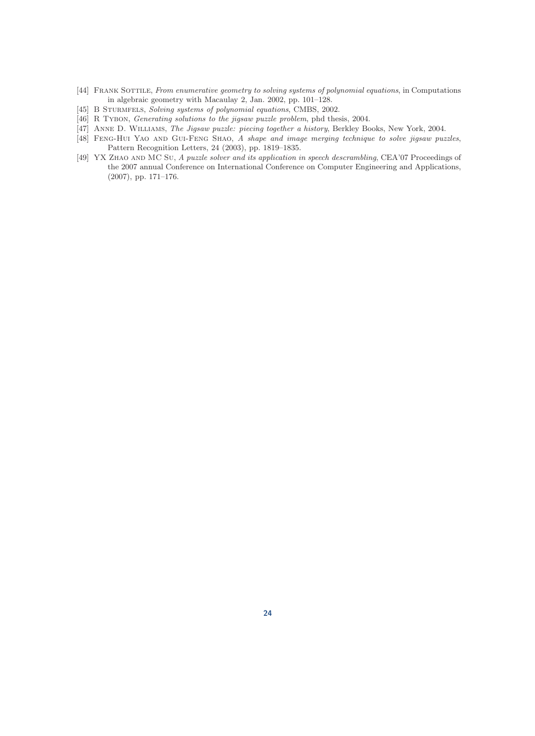[44] Frank Sottile, *From enumerative geometry to solving systems of polynomial equations*, in Computations in algebraic geometry with Macaulay 2, Jan. 2002, pp. 101–128.

[45] B Sturmfels, *Solving systems of polynomial equations*, CMBS, 2002.

[46] R Tybon, *Generating solutions to the jigsaw puzzle problem*, phd thesis, 2004.

[47] Anne D. Williams, *The Jigsaw puzzle: piecing together a history*, Berkley Books, New York, 2004.

[48] Feng-Hui Yao and Gui-Feng Shao, *A shape and image merging technique to solve jigsaw puzzles*, Pattern Recognition Letters, 24 (2003), pp. 1819–1835.

[49] YX Zhao and MC Su, *A puzzle solver and its application in speech descrambling*, CEA'07 Proceedings of the 2007 annual Conference on International Conference on Computer Engineering and Applications, (2007), pp. 171–176.